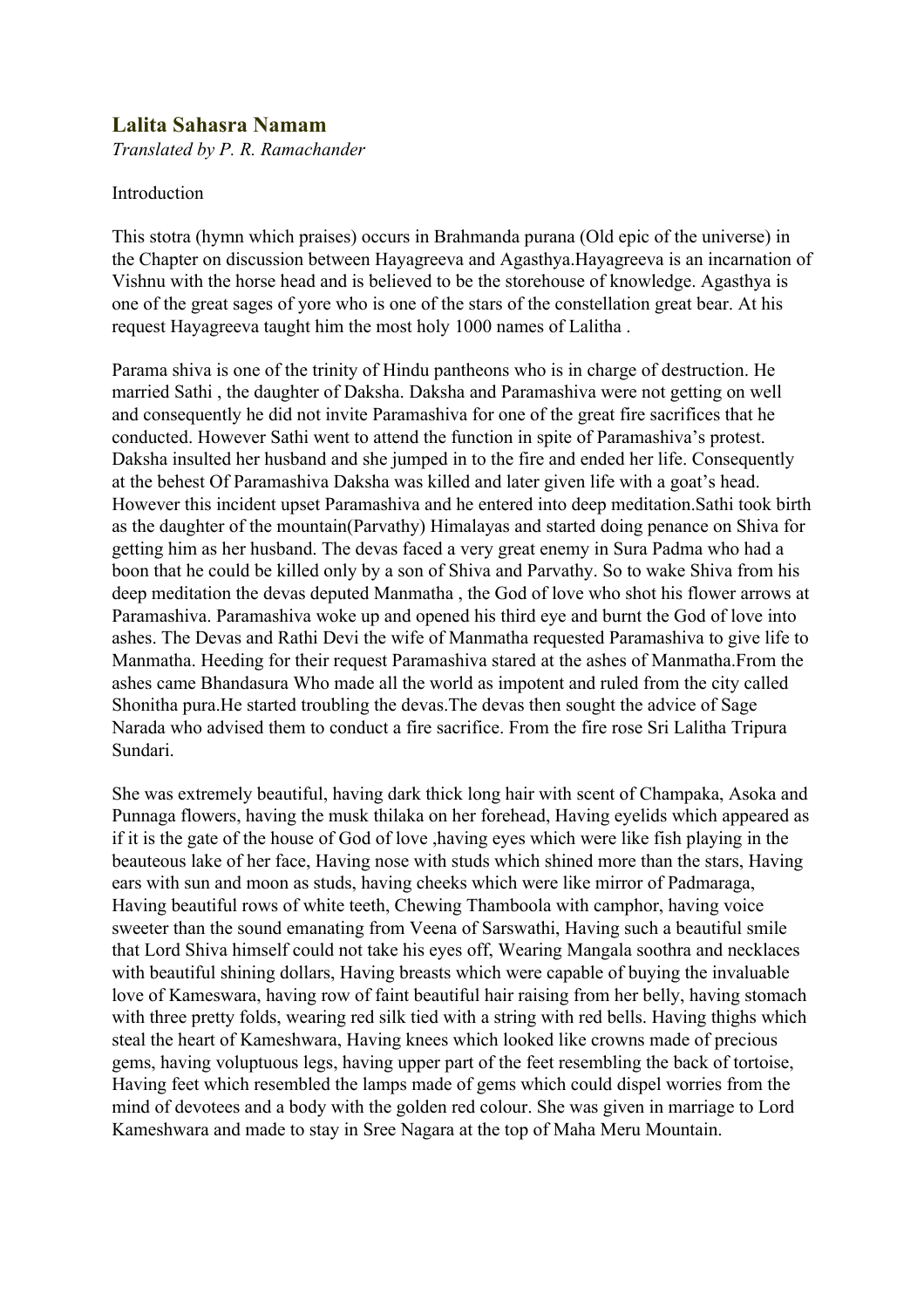# Lalita Sahasra Namam

*Translated by P. R. Ramachander*

Introduction

This stotra (hymn which praises) occurs in Brahmanda purana (Old epic of the universe) in the Chapter on discussion between Hayagreeva and Agasthya.Hayagreeva is an incarnation of Vishnu with the horse head and is believed to be the storehouse of knowledge. Agasthya is one of the great sages of yore who is one of the stars of the constellation great bear. At his request Hayagreeva taught him the most holy 1000 names of Lalitha .

Parama shiva is one of the trinity of Hindu pantheons who is in charge of destruction. He married Sathi , the daughter of Daksha. Daksha and Paramashiva were not getting on well and consequently he did not invite Paramashiva for one of the great fire sacrifices that he conducted. However Sathi went to attend the function in spite of Paramashiva's protest. Daksha insulted her husband and she jumped in to the fire and ended her life. Consequently at the behest Of Paramashiva Daksha was killed and later given life with a goat's head. However this incident upset Paramashiva and he entered into deep meditation.Sathi took birth as the daughter of the mountain(Parvathy) Himalayas and started doing penance on Shiva for getting him as her husband. The devas faced a very great enemy in Sura Padma who had a boon that he could be killed only by a son of Shiva and Parvathy. So to wake Shiva from his deep meditation the devas deputed Manmatha , the God of love who shot his flower arrows at Paramashiva. Paramashiva woke up and opened his third eye and burnt the God of love into ashes. The Devas and Rathi Devi the wife of Manmatha requested Paramashiva to give life to Manmatha. Heeding for their request Paramashiva stared at the ashes of Manmatha.From the ashes came Bhandasura Who made all the world as impotent and ruled from the city called Shonitha pura.He started troubling the devas.The devas then sought the advice of Sage Narada who advised them to conduct a fire sacrifice. From the fire rose Sri Lalitha Tripura Sundari.

She was extremely beautiful, having dark thick long hair with scent of Champaka, Asoka and Punnaga flowers, having the musk thilaka on her forehead, Having eyelids which appeared as if it is the gate of the house of God of love ,having eyes which were like fish playing in the beauteous lake of her face, Having nose with studs which shined more than the stars, Having ears with sun and moon as studs, having cheeks which were like mirror of Padmaraga, Having beautiful rows of white teeth, Chewing Thamboola with camphor, having voice sweeter than the sound emanating from Veena of Sarswathi, Having such a beautiful smile that Lord Shiva himself could not take his eyes off, Wearing Mangala soothra and necklaces with beautiful shining dollars, Having breasts which were capable of buying the invaluable love of Kameswara, having row of faint beautiful hair raising from her belly, having stomach with three pretty folds, wearing red silk tied with a string with red bells. Having thighs which steal the heart of Kameshwara, Having knees which looked like crowns made of precious gems, having voluptuous legs, having upper part of the feet resembling the back of tortoise, Having feet which resembled the lamps made of gems which could dispel worries from the mind of devotees and a body with the golden red colour. She was given in marriage to Lord Kameshwara and made to stay in Sree Nagara at the top of Maha Meru Mountain.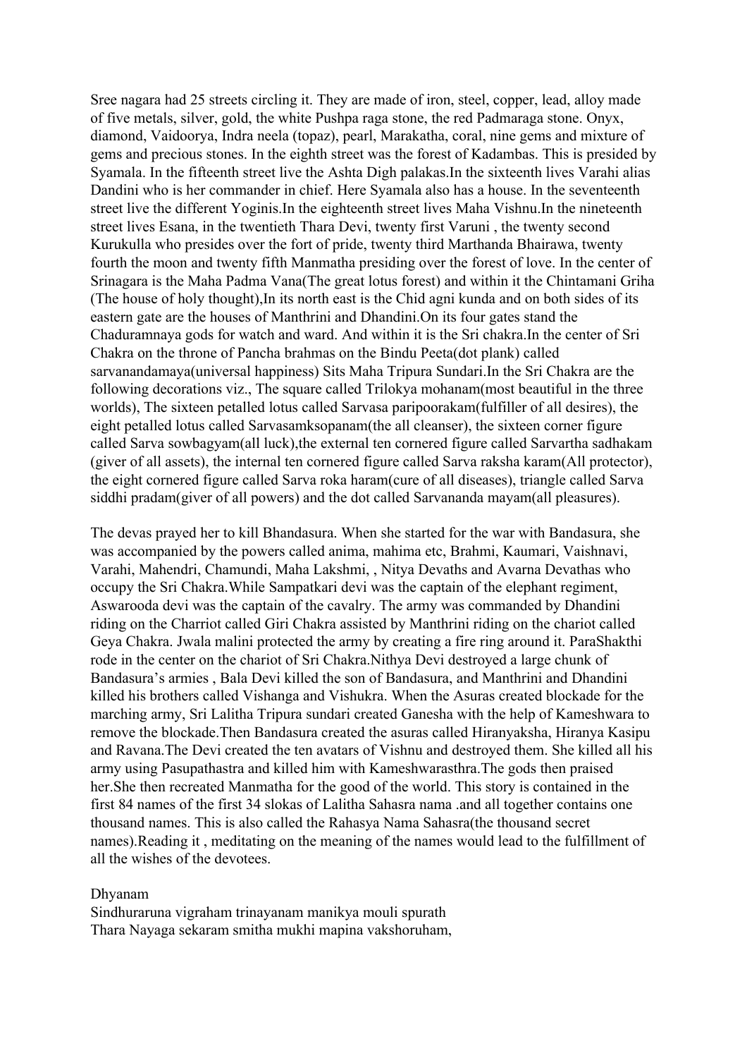Sree nagara had 25 streets circling it. They are made of iron, steel, copper, lead, alloy made of five metals, silver, gold, the white Pushpa raga stone, the red Padmaraga stone. Onyx, diamond, Vaidoorya, Indra neela (topaz), pearl, Marakatha, coral, nine gems and mixture of gems and precious stones. In the eighth street was the forest of Kadambas. This is presided by Syamala. In the fifteenth street live the Ashta Digh palakas.In the sixteenth lives Varahi alias Dandini who is her commander in chief. Here Syamala also has a house. In the seventeenth street live the different Yoginis.In the eighteenth street lives Maha Vishnu.In the nineteenth street lives Esana, in the twentieth Thara Devi, twenty first Varuni , the twenty second Kurukulla who presides over the fort of pride, twenty third Marthanda Bhairawa, twenty fourth the moon and twenty fifth Manmatha presiding over the forest of love. In the center of Srinagara is the Maha Padma Vana(The great lotus forest) and within it the Chintamani Griha (The house of holy thought),In its north east is the Chid agni kunda and on both sides of its eastern gate are the houses of Manthrini and Dhandini.On its four gates stand the Chaduramnaya gods for watch and ward. And within it is the Sri chakra.In the center of Sri Chakra on the throne of Pancha brahmas on the Bindu Peeta(dot plank) called sarvanandamaya(universal happiness) Sits Maha Tripura Sundari.In the Sri Chakra are the following decorations viz., The square called Trilokya mohanam(most beautiful in the three worlds), The sixteen petalled lotus called Sarvasa paripoorakam(fulfiller of all desires), the eight petalled lotus called Sarvasamksopanam(the all cleanser), the sixteen corner figure called Sarva sowbagyam(all luck),the external ten cornered figure called Sarvartha sadhakam (giver of all assets), the internal ten cornered figure called Sarva raksha karam(All protector), the eight cornered figure called Sarva roka haram(cure of all diseases), triangle called Sarva siddhi pradam(giver of all powers) and the dot called Sarvananda mayam(all pleasures).

The devas prayed her to kill Bhandasura. When she started for the war with Bandasura, she was accompanied by the powers called anima, mahima etc, Brahmi, Kaumari, Vaishnavi, Varahi, Mahendri, Chamundi, Maha Lakshmi, , Nitya Devaths and Avarna Devathas who occupy the Sri Chakra.While Sampatkari devi was the captain of the elephant regiment, Aswarooda devi was the captain of the cavalry. The army was commanded by Dhandini riding on the Charriot called Giri Chakra assisted by Manthrini riding on the chariot called Geya Chakra. Jwala malini protected the army by creating a fire ring around it. ParaShakthi rode in the center on the chariot of Sri Chakra.Nithya Devi destroyed a large chunk of Bandasura's armies , Bala Devi killed the son of Bandasura, and Manthrini and Dhandini killed his brothers called Vishanga and Vishukra. When the Asuras created blockade for the marching army, Sri Lalitha Tripura sundari created Ganesha with the help of Kameshwara to remove the blockade.Then Bandasura created the asuras called Hiranyaksha, Hiranya Kasipu and Ravana.The Devi created the ten avatars of Vishnu and destroyed them. She killed all his army using Pasupathastra and killed him with Kameshwarasthra.The gods then praised her.She then recreated Manmatha for the good of the world. This story is contained in the first 84 names of the first 34 slokas of Lalitha Sahasra nama .and all together contains one thousand names. This is also called the Rahasya Nama Sahasra(the thousand secret names).Reading it , meditating on the meaning of the names would lead to the fulfillment of all the wishes of the devotees.

Dhyanam

Sindhuraruna vigraham trinayanam manikya mouli spurath
Thara Nayaga sekaram smitha mukhi mapina vakshoruham,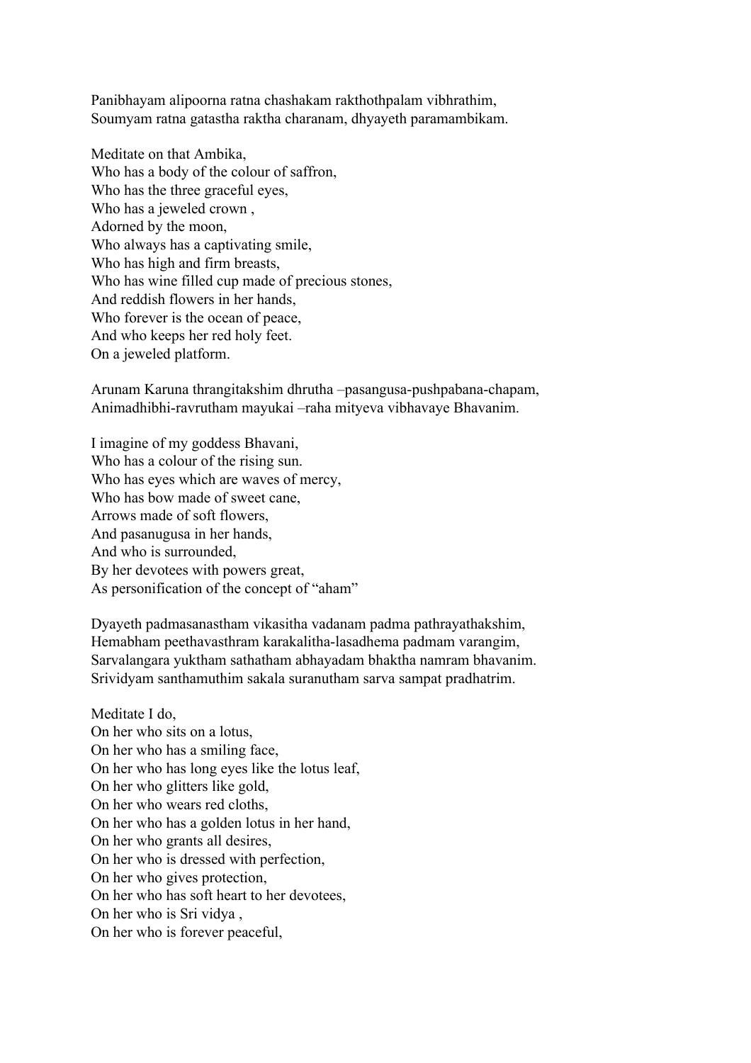Panibhayam alipoorna ratna chashakam rakthothpalam vibhrathim,
Soumyam ratna gatastha raktha charanam, dhyayeth paramambikam.

Meditate on that Ambika,
Who has a body of the colour of saffron,
Who has the three graceful eyes,
Who has a jeweled crown ,
Adorned by the moon,
Who always has a captivating smile,
Who has high and firm breasts,
Who has wine filled cup made of precious stones,
And reddish flowers in her hands,
Who forever is the ocean of peace,
And who keeps her red holy feet.
On a jeweled platform.

Arunam Karuna thrangitakshim dhrutha –pasangusa-pushpabana-chapam,
Animadhibhi-ravrutham mayukai –raha mityeva vibhavaye Bhavanim.

I imagine of my goddess Bhavani,
Who has a colour of the rising sun.
Who has eyes which are waves of mercy,
Who has bow made of sweet cane,
Arrows made of soft flowers,
And pasanugusa in her hands,
And who is surrounded,
By her devotees with powers great,
As personification of the concept of "aham"

Dyayeth padmasanastham vikasitha vadanam padma pathrayathakshim,
Hemabham peethavasthram karakalitha-lasadhema padmam varangim,
Sarvalangara yuktham sathatham abhayadam bhaktha namram bhavanim.
Srividyam santhamuthim sakala suranutham sarva sampat pradhatrim.

Meditate I do,
On her who sits on a lotus,
On her who has a smiling face,
On her who has long eyes like the lotus leaf,
On her who glitters like gold,
On her who wears red cloths,
On her who has a golden lotus in her hand,
On her who grants all desires,
On her who is dressed with perfection,
On her who gives protection,
On her who has soft heart to her devotees,
On her who is Sri vidya ,
On her who is forever peaceful,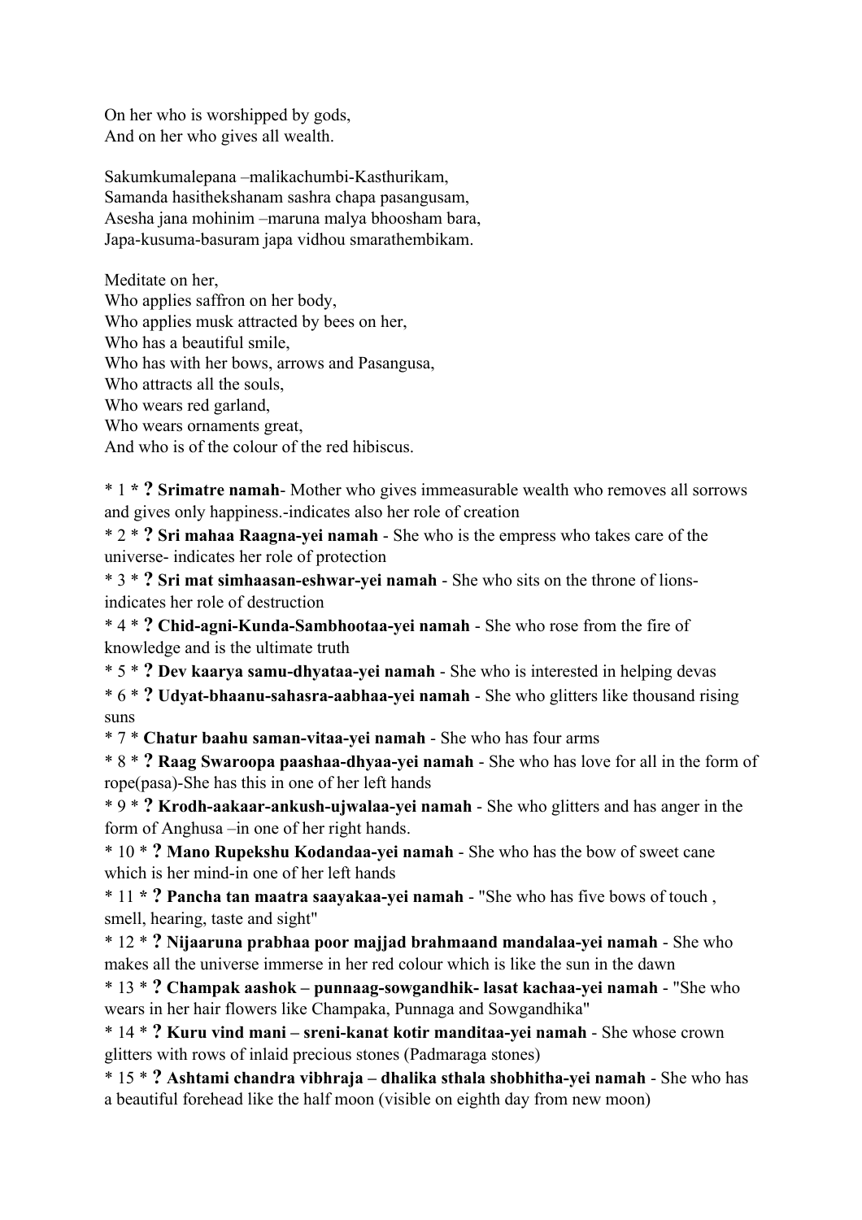On her who is worshipped by gods,
And on her who gives all wealth.

Sakumkumalepana –malikachumbi-Kasthurikam,
Samanda hasithekshanam sashra chapa pasangusam,
Asesha jana mohinim –maruna malya bhoosham bara,
Japa-kusuma-basuram japa vidhou smarathembikam.

Meditate on her,
Who applies saffron on her body,
Who applies musk attracted by bees on her,
Who has a beautiful smile,
Who has with her bows, arrows and Pasangusa,
Who attracts all the souls,
Who wears red garland,
Who wears ornaments great,
And who is of the colour of the red hibiscus.

* 1 * **? Srimatre namah**- Mother who gives immeasurable wealth who removes all sorrows and gives only happiness.-indicates also her role of creation

* 2 * **? Sri mahaa Raagna-yei namah** - She who is the empress who takes care of the universe- indicates her role of protection

* 3 * **? Sri mat simhaasan-eshwar-yei namah** - She who sits on the throne of lions- indicates her role of destruction

* 4 * **? Chid-agni-Kunda-Sambhootaa-yei namah** - She who rose from the fire of knowledge and is the ultimate truth

* 5 * **? Dev kaarya samu-dhyataa-yei namah** - She who is interested in helping devas

* 6 * **? Udyat-bhaanu-sahasra-aabhaa-yei namah** - She who glitters like thousand rising suns

* 7 * **Chatur baahu saman-vitaa-yei namah** - She who has four arms

* 8 * **? Raag Swaroopa paashaa-dhyaa-yei namah** - She who has love for all in the form of rope(pasa)-She has this in one of her left hands

* 9 * **? Krodh-aakaar-ankush-ujwalaa-yei namah** - She who glitters and has anger in the form of Anghusa –in one of her right hands.

* 10 * **? Mano Rupekshu Kodandaa-yei namah** - She who has the bow of sweet cane which is her mind-in one of her left hands

* 11 * **? Pancha tan maatra saayakaa-yei namah** - "She who has five bows of touch , smell, hearing, taste and sight"

* 12 * **? Nijaaruna prabhaa poor majjad brahmaand mandalaa-yei namah** - She who makes all the universe immerse in her red colour which is like the sun in the dawn

* 13 * **? Champak aashok – punnaag-sowgandhik- lasat kachaa-yei namah** - "She who wears in her hair flowers like Champaka, Punnaga and Sowgandhika"

* 14 * **? Kuru vind mani – sreni-kanat kotir manditaa-yei namah** - She whose crown glitters with rows of inlaid precious stones (Padmaraga stones)

* 15 * **? Ashtami chandra vibhraja – dhalika sthala shobhitha-yei namah** - She who has a beautiful forehead like the half moon (visible on eighth day from new moon)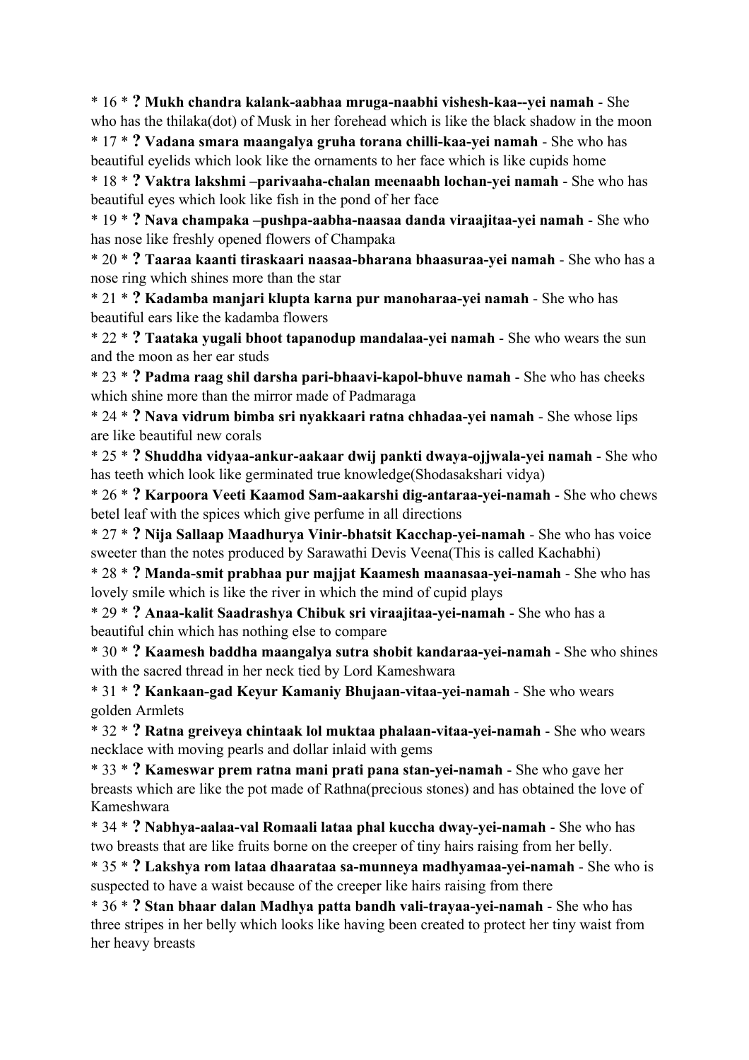* 16 * **? Mukh chandra kalank-aabhaa mruga-naabhi vishesh-kaa--yei namah** - She who has the thilaka(dot) of Musk in her forehead which is like the black shadow in the moon

* 17 * **? Vadana smara maangalya gruha torana chilli-kaa-yei namah** - She who has beautiful eyelids which look like the ornaments to her face which is like cupids home

* 18 * **? Vaktra lakshmi –parivaaha-chalan meenaabh lochan-yei namah** - She who has beautiful eyes which look like fish in the pond of her face

* 19 * **? Nava champaka –pushpa-aabha-naasaa danda viraajitaa-yei namah** - She who has nose like freshly opened flowers of Champaka

* 20 * **? Taaraa kaanti tiraskaari naasaa-bharana bhaasuraa-yei namah** - She who has a nose ring which shines more than the star

* 21 * **? Kadamba manjari klupta karna pur manoharaa-yei namah** - She who has beautiful ears like the kadamba flowers

* 22 * **? Taataka yugali bhoot tapanodup mandalaa-yei namah** - She who wears the sun and the moon as her ear studs

* 23 * **? Padma raag shil darsha pari-bhaavi-kapol-bhuve namah** - She who has cheeks which shine more than the mirror made of Padmaraga

* 24 * **? Nava vidrum bimba sri nyakkaari ratna chhadaa-yei namah** - She whose lips are like beautiful new corals

* 25 * **? Shuddha vidyaa-ankur-aakaar dwij pankti dwaya-ojjwala-yei namah** - She who has teeth which look like germinated true knowledge(Shodasakshari vidya)

* 26 * **? Karpoora Veeti Kaamod Sam-aakarshi dig-antaraa-yei-namah** - She who chews betel leaf with the spices which give perfume in all directions

* 27 * **? Nija Sallaap Maadhurya Vinir-bhatsit Kacchap-yei-namah** - She who has voice sweeter than the notes produced by Sarawathi Devis Veena(This is called Kachabhi)

* 28 * **? Manda-smit prabhaa pur majjat Kaamesh maanasaa-yei-namah** - She who has lovely smile which is like the river in which the mind of cupid plays

* 29 * **? Anaa-kalit Saadrashya Chibuk sri viraajitaa-yei-namah** - She who has a beautiful chin which has nothing else to compare

* 30 * **? Kaamesh baddha maangalya sutra shobit kandaraa-yei-namah** - She who shines with the sacred thread in her neck tied by Lord Kameshwara

* 31 * **? Kankaan-gad Keyur Kamaniy Bhujaan-vitaa-yei-namah** - She who wears golden Armlets

* 32 * **? Ratna greiveya chintaak lol muktaa phalaan-vitaa-yei-namah** - She who wears necklace with moving pearls and dollar inlaid with gems

* 33 * **? Kameswar prem ratna mani prati pana stan-yei-namah** - She who gave her breasts which are like the pot made of Rathna(precious stones) and has obtained the love of Kameshwara

* 34 * **? Nabhya-aalaa-val Romaali lataa phal kuccha dway-yei-namah** - She who has two breasts that are like fruits borne on the creeper of tiny hairs raising from her belly.

* 35 * **? Lakshya rom lataa dhaarataa sa-munneya madhyamaa-yei-namah** - She who is suspected to have a waist because of the creeper like hairs raising from there

* 36 * **? Stan bhaar dalan Madhya patta bandh vali-trayaa-yei-namah** - She who has three stripes in her belly which looks like having been created to protect her tiny waist from her heavy breasts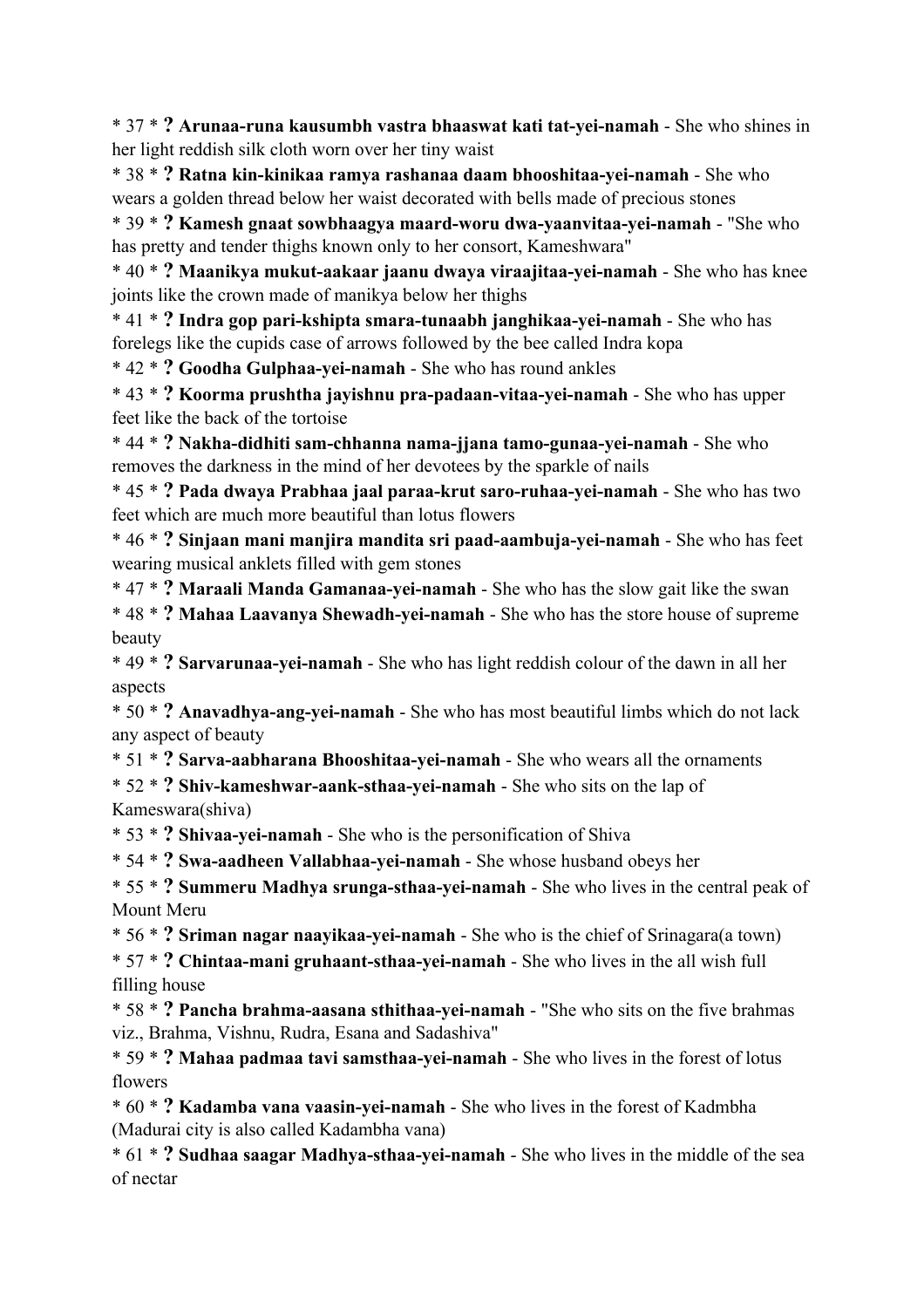* 37 * **? Arunaa-runa kausumbh vastra bhaaswat kati tat-yei-namah** - She who shines in her light reddish silk cloth worn over her tiny waist

* 38 * **? Ratna kin-kinikaa ramya rashanaa daam bhooshitaa-yei-namah** - She who wears a golden thread below her waist decorated with bells made of precious stones

* 39 * **? Kamesh gnaat sowbhaagya maard-woru dwa-yaanvitaa-yei-namah** - "She who has pretty and tender thighs known only to her consort, Kameshwara"

* 40 * **? Maanikya mukut-aakaar jaanu dwaya viraajitaa-yei-namah** - She who has knee joints like the crown made of manikya below her thighs

* 41 * **? Indra gop pari-kshipta smara-tunaabh janghikaa-yei-namah** - She who has forelegs like the cupids case of arrows followed by the bee called Indra kopa

* 42 * **? Goodha Gulphaa-yei-namah** - She who has round ankles

* 43 * **? Koorma prushtha jayishnu pra-padaan-vitaa-yei-namah** - She who has upper feet like the back of the tortoise

* 44 * **? Nakha-didhiti sam-chhanna nama-jjana tamo-gunaa-yei-namah** - She who removes the darkness in the mind of her devotees by the sparkle of nails

* 45 * **? Pada dwaya Prabhaa jaal paraa-krut saro-ruhaa-yei-namah** - She who has two feet which are much more beautiful than lotus flowers

* 46 * **? Sinjaan mani manjira mandita sri paad-aambuja-yei-namah** - She who has feet wearing musical anklets filled with gem stones

* 47 * **? Maraali Manda Gamanaa-yei-namah** - She who has the slow gait like the swan

* 48 * **? Mahaa Laavanya Shewadh-yei-namah** - She who has the store house of supreme beauty

* 49 * **? Sarvarunaa-yei-namah** - She who has light reddish colour of the dawn in all her aspects

* 50 * **? Anavadhya-ang-yei-namah** - She who has most beautiful limbs which do not lack any aspect of beauty

* 51 * **? Sarva-aabharana Bhooshitaa-yei-namah** - She who wears all the ornaments

* 52 * **? Shiv-kameshwar-aank-sthaa-yei-namah** - She who sits on the lap of Kameswara(shiva)

* 53 * **? Shivaa-yei-namah** - She who is the personification of Shiva

* 54 * **? Swa-aadheen Vallabhaa-yei-namah** - She whose husband obeys her

* 55 * **? Summeru Madhya srunga-sthaa-yei-namah** - She who lives in the central peak of Mount Meru

* 56 * **? Sriman nagar naayikaa-yei-namah** - She who is the chief of Srinagara(a town)

* 57 * **? Chintaa-mani gruhaant-sthaa-yei-namah** - She who lives in the all wish full filling house

* 58 * **? Pancha brahma-aasana sthithaa-yei-namah** - "She who sits on the five brahmas viz., Brahma, Vishnu, Rudra, Esana and Sadashiva"

* 59 * **? Mahaa padmaa tavi samsthaa-yei-namah** - She who lives in the forest of lotus flowers

* 60 * **? Kadamba vana vaasin-yei-namah** - She who lives in the forest of Kadmbha (Madurai city is also called Kadambha vana)

* 61 * **? Sudhaa saagar Madhya-sthaa-yei-namah** - She who lives in the middle of the sea of nectar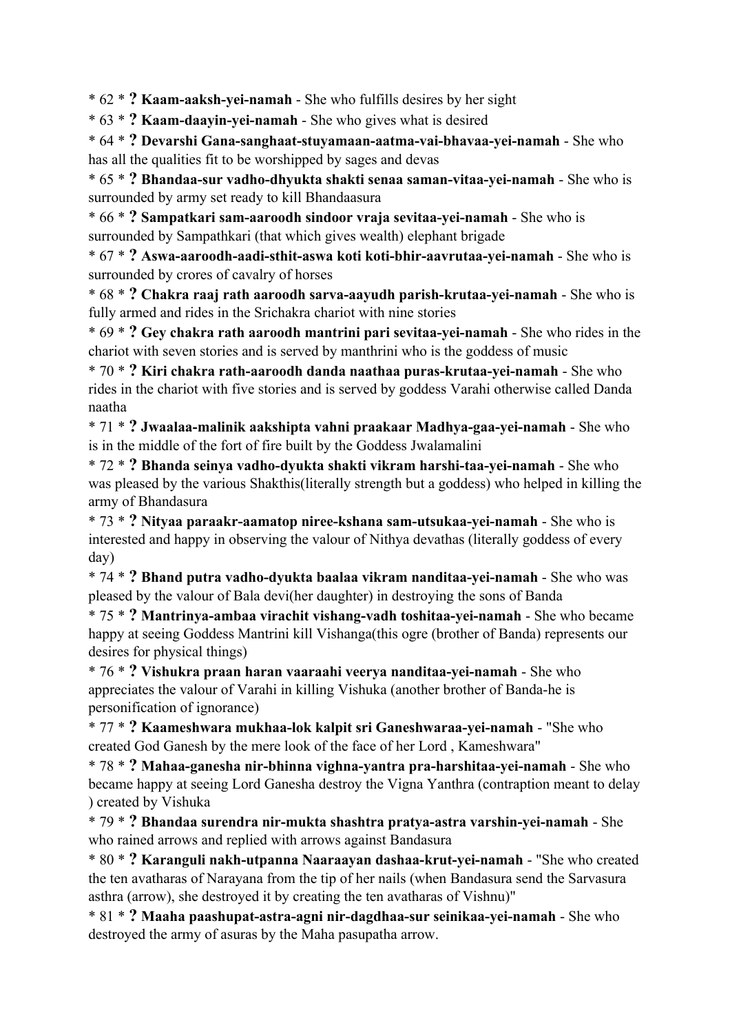* 62 * **? Kaam-aaksh-yei-namah** - She who fulfills desires by her sight

* 63 * **? Kaam-daayin-yei-namah** - She who gives what is desired

* 64 * **? Devarshi Gana-sanghaat-stuyamaan-aatma-vai-bhavaa-yei-namah** - She who has all the qualities fit to be worshipped by sages and devas

* 65 * **? Bhandaa-sur vadho-dhyukta shakti senaa saman-vitaa-yei-namah** - She who is surrounded by army set ready to kill Bhandaasura

* 66 * **? Sampatkari sam-aaroodh sindoor vraja sevitaa-yei-namah** - She who is surrounded by Sampathkari (that which gives wealth) elephant brigade

* 67 * **? Aswa-aaroodh-aadi-sthit-aswa koti koti-bhir-aavrutaa-yei-namah** - She who is surrounded by crores of cavalry of horses

* 68 * **? Chakra raaj rath aaroodh sarva-aayudh parish-krutaa-yei-namah** - She who is fully armed and rides in the Srichakra chariot with nine stories

* 69 * **? Gey chakra rath aaroodh mantrini pari sevitaa-yei-namah** - She who rides in the chariot with seven stories and is served by manthrini who is the goddess of music

* 70 * **? Kiri chakra rath-aaroodh danda naathaa puras-krutaa-yei-namah** - She who rides in the chariot with five stories and is served by goddess Varahi otherwise called Danda naatha

* 71 * **? Jwaalaa-malinik aakshipta vahni praakaar Madhya-gaa-yei-namah** - She who is in the middle of the fort of fire built by the Goddess Jwalamalini

* 72 * **? Bhanda seinya vadho-dyukta shakti vikram harshi-taa-yei-namah** - She who was pleased by the various Shakthis(literally strength but a goddess) who helped in killing the army of Bhandasura

* 73 * **? Nityaa paraakr-aamatop niree-kshana sam-utsukaa-yei-namah** - She who is interested and happy in observing the valour of Nithya devathas (literally goddess of every day)

* 74 * **? Bhand putra vadho-dyukta baalaa vikram nanditaa-yei-namah** - She who was pleased by the valour of Bala devi(her daughter) in destroying the sons of Banda

* 75 * **? Mantrinya-ambaa virachit vishang-vadh toshitaa-yei-namah** - She who became happy at seeing Goddess Mantrini kill Vishanga(this ogre (brother of Banda) represents our desires for physical things)

* 76 * **? Vishukra praan haran vaaraahi veerya nanditaa-yei-namah** - She who appreciates the valour of Varahi in killing Vishuka (another brother of Banda-he is personification of ignorance)

* 77 * **? Kaameshwara mukhaa-lok kalpit sri Ganeshwaraa-yei-namah** - "She who created God Ganesh by the mere look of the face of her Lord , Kameshwara"

* 78 * **? Mahaa-ganesha nir-bhinna vighna-yantra pra-harshitaa-yei-namah** - She who became happy at seeing Lord Ganesha destroy the Vigna Yanthra (contraption meant to delay ) created by Vishuka

* 79 * **? Bhandaa surendra nir-mukta shashtra pratya-astra varshin-yei-namah** - She who rained arrows and replied with arrows against Bandasura

* 80 * **? Karanguli nakh-utpanna Naaraayan dashaa-krut-yei-namah** - "She who created the ten avatharas of Narayana from the tip of her nails (when Bandasura send the Sarvasura asthra (arrow), she destroyed it by creating the ten avatharas of Vishnu)"

* 81 * **? Maaha paashupat-astra-agni nir-dagdhaa-sur seinikaa-yei-namah** - She who destroyed the army of asuras by the Maha pasupatha arrow.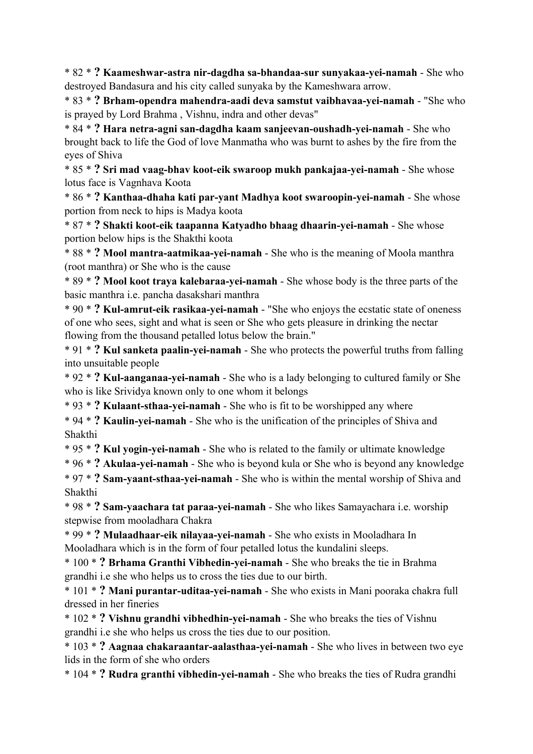* 82 * **? Kaameshwar-astra nir-dagdha sa-bhandaa-sur sunyakaa-yei-namah** - She who destroyed Bandasura and his city called sunyaka by the Kameshwara arrow.
* 83 * **? Brham-opendra mahendra-aadi deva samstut vaibhavaa-yei-namah** - "She who is prayed by Lord Brahma , Vishnu, indra and other devas"
* 84 * **? Hara netra-agni san-dagdha kaam sanjeevan-oushadh-yei-namah** - She who brought back to life the God of love Manmatha who was burnt to ashes by the fire from the eyes of Shiva
* 85 * **? Sri mad vaag-bhav koot-eik swaroop mukh pankajaa-yei-namah** - She whose lotus face is Vagnhava Koota
* 86 * **? Kanthaa-dhaha kati par-yant Madhya koot swaroopin-yei-namah** - She whose portion from neck to hips is Madya koota
* 87 * **? Shakti koot-eik taapanna Katyadho bhaag dhaarin-yei-namah** - She whose portion below hips is the Shakthi koota
* 88 * **? Mool mantra-aatmikaa-yei-namah** - She who is the meaning of Moola manthra (root manthra) or She who is the cause
* 89 * **? Mool koot traya kalebaraa-yei-namah** - She whose body is the three parts of the basic manthra i.e. pancha dasakshari manthra
* 90 * **? Kul-amrut-eik rasikaa-yei-namah** - "She who enjoys the ecstatic state of oneness of one who sees, sight and what is seen or She who gets pleasure in drinking the nectar flowing from the thousand petalled lotus below the brain."
* 91 * **? Kul sanketa paalin-yei-namah** - She who protects the powerful truths from falling into unsuitable people
* 92 * **? Kul-aanganaa-yei-namah** - She who is a lady belonging to cultured family or She who is like Srividya known only to one whom it belongs
* 93 * **? Kulaant-sthaa-yei-namah** - She who is fit to be worshipped any where
* 94 * **? Kaulin-yei-namah** - She who is the unification of the principles of Shiva and Shakthi
* 95 * **? Kul yogin-yei-namah** - She who is related to the family or ultimate knowledge
* 96 * **? Akulaa-yei-namah** - She who is beyond kula or She who is beyond any knowledge
* 97 * **? Sam-yaant-sthaa-yei-namah** - She who is within the mental worship of Shiva and Shakthi
* 98 * **? Sam-yaachara tat paraa-yei-namah** - She who likes Samayachara i.e. worship stepwise from mooladhara Chakra
* 99 * **? Mulaadhaar-eik nilayaa-yei-namah** - She who exists in Mooladhara In Mooladhara which is in the form of four petalled lotus the kundalini sleeps.
* 100 * **? Brhama Granthi Vibhedin-yei-namah** - She who breaks the tie in Brahma grandhi i.e she who helps us to cross the ties due to our birth.
* 101 * **? Mani purantar-uditaa-yei-namah** - She who exists in Mani pooraka chakra full dressed in her fineries
* 102 * **? Vishnu grandhi vibhedhin-yei-namah** - She who breaks the ties of Vishnu grandhi i.e she who helps us cross the ties due to our position.
* 103 * **? Aagnaa chakaraantar-aalasthaa-yei-namah** - She who lives in between two eye lids in the form of she who orders
* 104 * **? Rudra granthi vibhedin-yei-namah** - She who breaks the ties of Rudra grandhi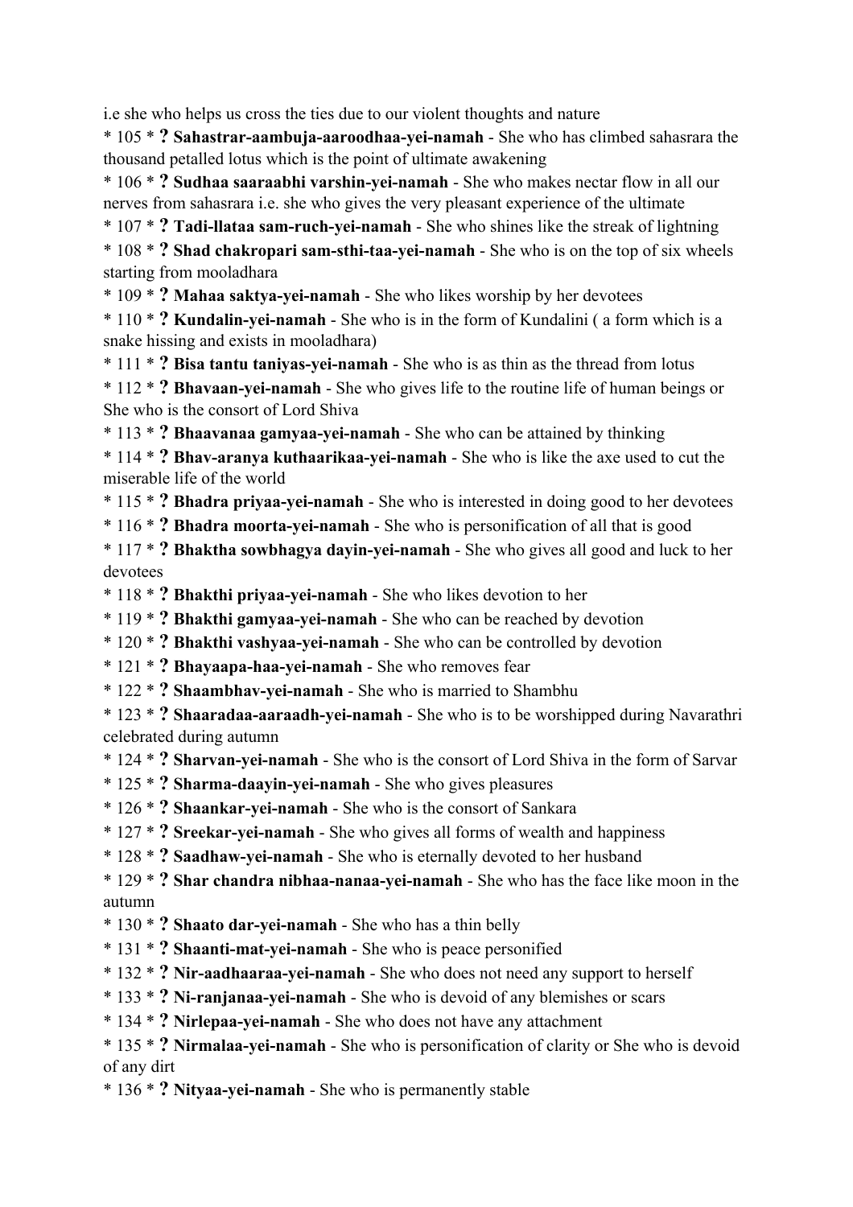i.e she who helps us cross the ties due to our violent thoughts and nature

* 105 * **? Sahastrar-aambuja-aaroodhaa-yei-namah** - She who has climbed sahasrara the thousand petalled lotus which is the point of ultimate awakening
* 106 * **? Sudhaa saaraabhi varshin-yei-namah** - She who makes nectar flow in all our nerves from sahasrara i.e. she who gives the very pleasant experience of the ultimate
* 107 * **? Tadi-llataa sam-ruch-yei-namah** - She who shines like the streak of lightning
* 108 * **? Shad chakropari sam-sthi-taa-yei-namah** - She who is on the top of six wheels starting from mooladhara
* 109 * **? Mahaa saktya-yei-namah** - She who likes worship by her devotees
* 110 * **? Kundalin-yei-namah** - She who is in the form of Kundalini ( a form which is a snake hissing and exists in mooladhara)
* 111 * **? Bisa tantu taniyas-yei-namah** - She who is as thin as the thread from lotus
* 112 * **? Bhavaan-yei-namah** - She who gives life to the routine life of human beings or She who is the consort of Lord Shiva
* 113 * **? Bhaavanaa gamyaa-yei-namah** - She who can be attained by thinking
* 114 * **? Bhav-aranya kuthaarikaa-yei-namah** - She who is like the axe used to cut the miserable life of the world
* 115 * **? Bhadra priyaa-yei-namah** - She who is interested in doing good to her devotees
* 116 * **? Bhadra moorta-yei-namah** - She who is personification of all that is good
* 117 * **? Bhaktha sowbhagya dayin-yei-namah** - She who gives all good and luck to her devotees
* 118 * **? Bhakthi priyaa-yei-namah** - She who likes devotion to her
* 119 * **? Bhakthi gamyaa-yei-namah** - She who can be reached by devotion
* 120 * **? Bhakthi vashyaa-yei-namah** - She who can be controlled by devotion
* 121 * **? Bhayaapa-haa-yei-namah** - She who removes fear
* 122 * **? Shaambhav-yei-namah** - She who is married to Shambhu
* 123 * **? Shaaradaa-aaraadh-yei-namah** - She who is to be worshipped during Navarathri celebrated during autumn
* 124 * **? Sharvan-yei-namah** - She who is the consort of Lord Shiva in the form of Sarvar
* 125 * **? Sharma-daayin-yei-namah** - She who gives pleasures
* 126 * **? Shaankar-yei-namah** - She who is the consort of Sankara
* 127 * **? Sreekar-yei-namah** - She who gives all forms of wealth and happiness
* 128 * **? Saadhaw-yei-namah** - She who is eternally devoted to her husband
* 129 * **? Shar chandra nibhaa-nanaa-yei-namah** - She who has the face like moon in the autumn
* 130 * **? Shaato dar-yei-namah** - She who has a thin belly
* 131 * **? Shaanti-mat-yei-namah** - She who is peace personified
* 132 * **? Nir-aadhaaraa-yei-namah** - She who does not need any support to herself
* 133 * **? Ni-ranjanaa-yei-namah** - She who is devoid of any blemishes or scars
* 134 * **? Nirlepaa-yei-namah** - She who does not have any attachment
* 135 * **? Nirmalaa-yei-namah** - She who is personification of clarity or She who is devoid of any dirt
* 136 * **? Nityaa-yei-namah** - She who is permanently stable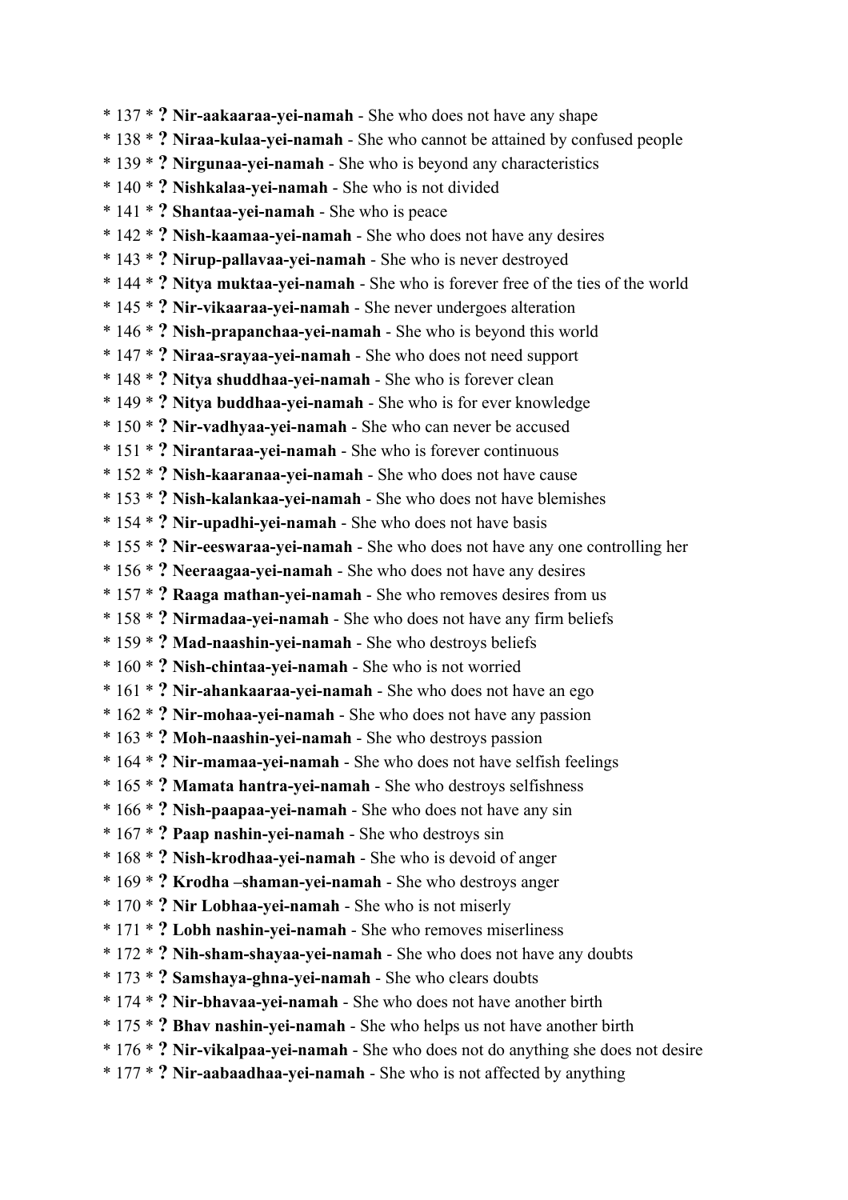* 137 * **?** **Nir-aakaaraa-yei-namah** - She who does not have any shape
* 138 * **?** **Niraa-kulaa-yei-namah** - She who cannot be attained by confused people
* 139 * **?** **Nirgunaa-yei-namah** - She who is beyond any characteristics
* 140 * **?** **Nishkalaa-yei-namah** - She who is not divided
* 141 * **?** **Shantaa-yei-namah** - She who is peace
* 142 * **?** **Nish-kaamaa-yei-namah** - She who does not have any desires
* 143 * **?** **Nirup-pallavaa-yei-namah** - She who is never destroyed
* 144 * **?** **Nitya muktaa-yei-namah** - She who is forever free of the ties of the world
* 145 * **?** **Nir-vikaaraa-yei-namah** - She never undergoes alteration
* 146 * **?** **Nish-prapanchaa-yei-namah** - She who is beyond this world
* 147 * **?** **Niraa-srayaa-yei-namah** - She who does not need support
* 148 * **?** **Nitya shuddhaa-yei-namah** - She who is forever clean
* 149 * **?** **Nitya buddhaa-yei-namah** - She who is for ever knowledge
* 150 * **?** **Nir-vadhyaa-yei-namah** - She who can never be accused
* 151 * **?** **Nirantaraa-yei-namah** - She who is forever continuous
* 152 * **?** **Nish-kaaranaa-yei-namah** - She who does not have cause
* 153 * **?** **Nish-kalankaa-yei-namah** - She who does not have blemishes
* 154 * **?** **Nir-upadhi-yei-namah** - She who does not have basis
* 155 * **?** **Nir-eeswaraa-yei-namah** - She who does not have any one controlling her
* 156 * **?** **Neeraagaa-yei-namah** - She who does not have any desires
* 157 * **?** **Raaga mathan-yei-namah** - She who removes desires from us
* 158 * **?** **Nirmadaa-yei-namah** - She who does not have any firm beliefs
* 159 * **?** **Mad-naashin-yei-namah** - She who destroys beliefs
* 160 * **?** **Nish-chintaa-yei-namah** - She who is not worried
* 161 * **?** **Nir-ahankaaraa-yei-namah** - She who does not have an ego
* 162 * **?** **Nir-mohaa-yei-namah** - She who does not have any passion
* 163 * **?** **Moh-naashin-yei-namah** - She who destroys passion
* 164 * **?** **Nir-mamaa-yei-namah** - She who does not have selfish feelings
* 165 * **?** **Mamata hantra-yei-namah** - She who destroys selfishness
* 166 * **?** **Nish-paapaa-yei-namah** - She who does not have any sin
* 167 * **?** **Paap nashin-yei-namah** - She who destroys sin
* 168 * **?** **Nish-krodhaa-yei-namah** - She who is devoid of anger
* 169 * **?** **Krodha –shaman-yei-namah** - She who destroys anger
* 170 * **?** **Nir Lobhaa-yei-namah** - She who is not miserly
* 171 * **?** **Lobh nashin-yei-namah** - She who removes miserliness
* 172 * **?** **Nih-sham-shayaa-yei-namah** - She who does not have any doubts
* 173 * **?** **Samshaya-ghna-yei-namah** - She who clears doubts
* 174 * **?** **Nir-bhavaa-yei-namah** - She who does not have another birth
* 175 * **?** **Bhav nashin-yei-namah** - She who helps us not have another birth
* 176 * **?** **Nir-vikalpaa-yei-namah** - She who does not do anything she does not desire
* 177 * **?** **Nir-aabaadhaa-yei-namah** - She who is not affected by anything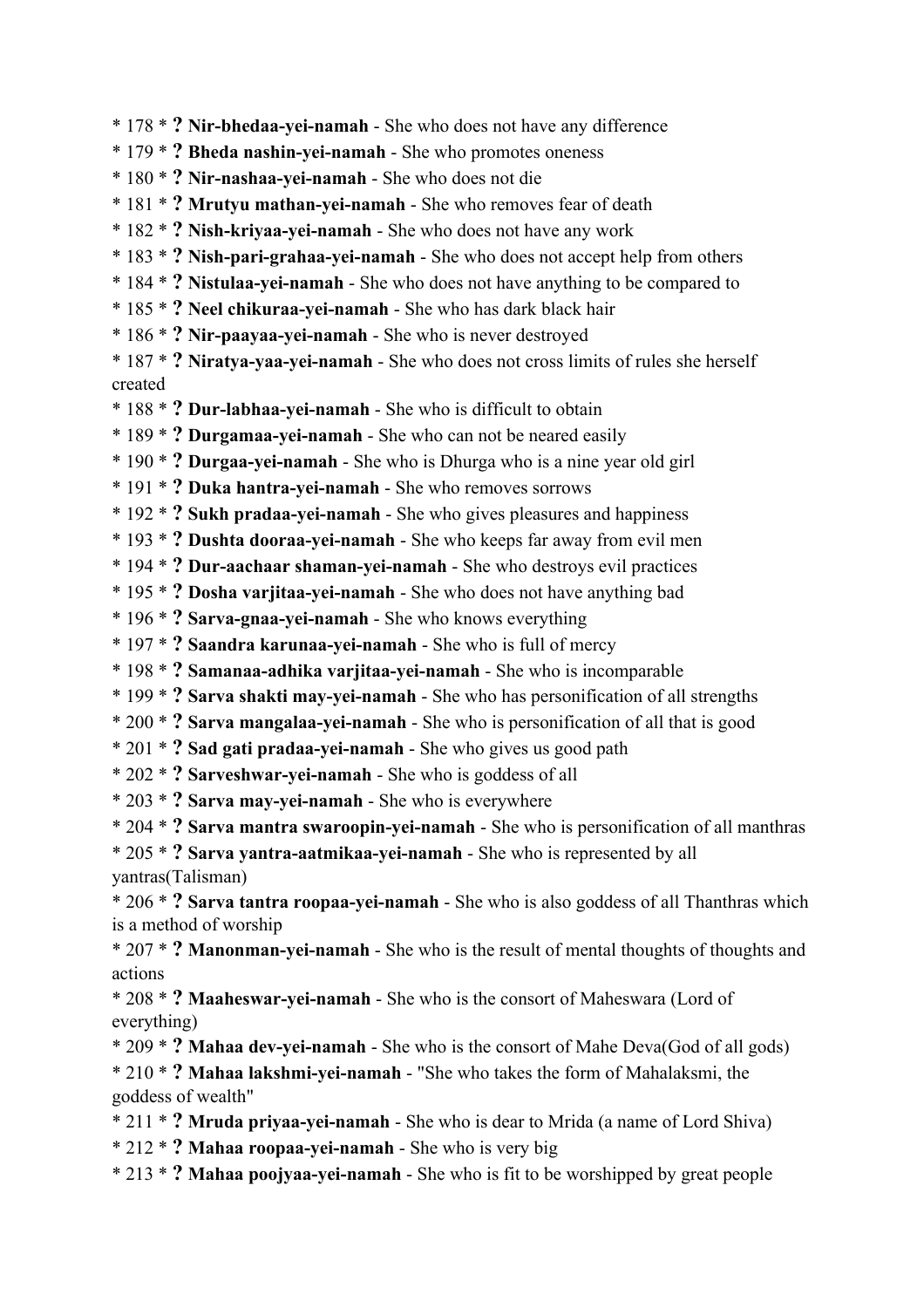* 178 * **? Nir-bhedaa-yei-namah** - She who does not have any difference
* 179 * **? Bheda nashin-yei-namah** - She who promotes oneness
* 180 * **? Nir-nashaa-yei-namah** - She who does not die
* 181 * **? Mrutyu mathan-yei-namah** - She who removes fear of death
* 182 * **? Nish-kriyaa-yei-namah** - She who does not have any work
* 183 * **? Nish-pari-grahaa-yei-namah** - She who does not accept help from others
* 184 * **? Nistulaa-yei-namah** - She who does not have anything to be compared to
* 185 * **? Neel chikuraa-yei-namah** - She who has dark black hair
* 186 * **? Nir-paayaa-yei-namah** - She who is never destroyed
* 187 * **? Niratya-yaa-yei-namah** - She who does not cross limits of rules she herself created
* 188 * **? Dur-labhaa-yei-namah** - She who is difficult to obtain
* 189 * **? Durgamaa-yei-namah** - She who can not be neared easily
* 190 * **? Durgaa-yei-namah** - She who is Dhurga who is a nine year old girl
* 191 * **? Duka hantra-yei-namah** - She who removes sorrows
* 192 * **? Sukh pradaa-yei-namah** - She who gives pleasures and happiness
* 193 * **? Dushta dooraa-yei-namah** - She who keeps far away from evil men
* 194 * **? Dur-aachaar shaman-yei-namah** - She who destroys evil practices
* 195 * **? Dosha varjitaa-yei-namah** - She who does not have anything bad
* 196 * **? Sarva-gnaa-yei-namah** - She who knows everything
* 197 * **? Saandra karunaa-yei-namah** - She who is full of mercy
* 198 * **? Samanaa-adhika varjitaa-yei-namah** - She who is incomparable
* 199 * **? Sarva shakti may-yei-namah** - She who has personification of all strengths
* 200 * **? Sarva mangalaa-yei-namah** - She who is personification of all that is good
* 201 * **? Sad gati pradaa-yei-namah** - She who gives us good path
* 202 * **? Sarveshwar-yei-namah** - She who is goddess of all
* 203 * **? Sarva may-yei-namah** - She who is everywhere
* 204 * **? Sarva mantra swaroopin-yei-namah** - She who is personification of all manthras
* 205 * **? Sarva yantra-aatmikaa-yei-namah** - She who is represented by all yantras(Talisman)
* 206 * **? Sarva tantra roopaa-yei-namah** - She who is also goddess of all Thanthras which is a method of worship
* 207 * **? Manonman-yei-namah** - She who is the result of mental thoughts of thoughts and actions
* 208 * **? Maaheswar-yei-namah** - She who is the consort of Maheswara (Lord of everything)
* 209 * **? Mahaa dev-yei-namah** - She who is the consort of Mahe Deva(God of all gods)
* 210 * **? Mahaa lakshmi-yei-namah** - "She who takes the form of Mahalaksmi, the goddess of wealth"
* 211 * **? Mruda priyaa-yei-namah** - She who is dear to Mrida (a name of Lord Shiva)
* 212 * **? Mahaa roopaa-yei-namah** - She who is very big
* 213 * **? Mahaa poojyaa-yei-namah** - She who is fit to be worshipped by great people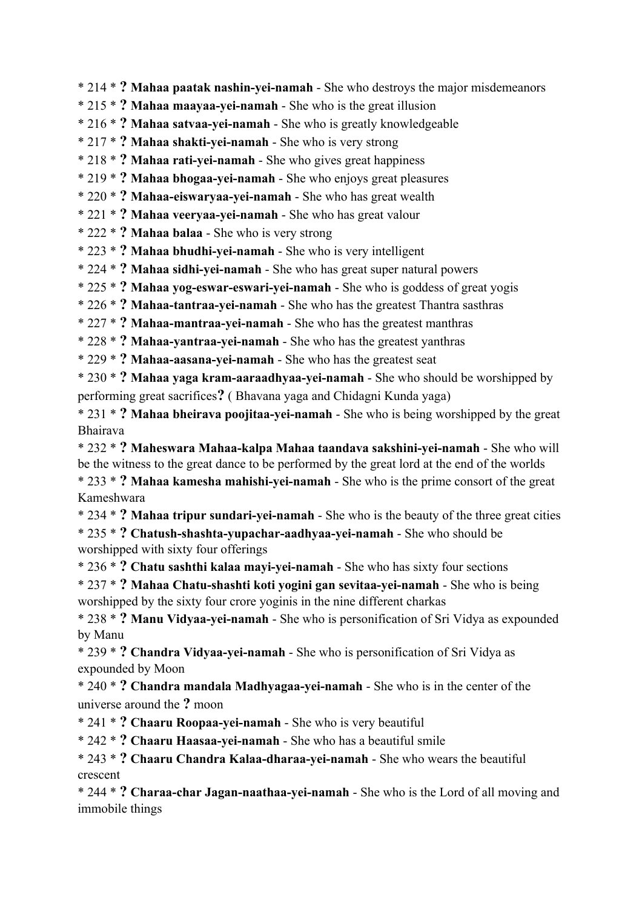* 214 * **?** **Mahaa paatak nashin-yei-namah** - She who destroys the major misdemeanors
* 215 * **?** **Mahaa maayaa-yei-namah** - She who is the great illusion
* 216 * **?** **Mahaa satvaa-yei-namah** - She who is greatly knowledgeable
* 217 * **?** **Mahaa shakti-yei-namah** - She who is very strong
* 218 * **?** **Mahaa rati-yei-namah** - She who gives great happiness
* 219 * **?** **Mahaa bhogaa-yei-namah** - She who enjoys great pleasures
* 220 * **?** **Mahaa-eiswaryaa-yei-namah** - She who has great wealth
* 221 * **?** **Mahaa veeryaa-yei-namah** - She who has great valour
* 222 * **?** **Mahaa balaa** - She who is very strong
* 223 * **?** **Mahaa bhudhi-yei-namah** - She who is very intelligent
* 224 * **?** **Mahaa sidhi-yei-namah** - She who has great super natural powers
* 225 * **?** **Mahaa yog-eswar-eswari-yei-namah** - She who is goddess of great yogis
* 226 * **?** **Mahaa-tantraa-yei-namah** - She who has the greatest Thantra sasthras
* 227 * **?** **Mahaa-mantraa-yei-namah** - She who has the greatest manthras
* 228 * **?** **Mahaa-yantraa-yei-namah** - She who has the greatest yanthras
* 229 * **?** **Mahaa-aasana-yei-namah** - She who has the greatest seat
* 230 * **?** **Mahaa yaga kram-aaraadhyaa-yei-namah** - She who should be worshipped by performing great sacrifices**?** ( Bhavana yaga and Chidagni Kunda yaga)
* 231 * **?** **Mahaa bheirava poojitaa-yei-namah** - She who is being worshipped by the great Bhairava
* 232 * **?** **Maheswara Mahaa-kalpa Mahaa taandava sakshini-yei-namah** - She who will be the witness to the great dance to be performed by the great lord at the end of the worlds
* 233 * **?** **Mahaa kamesha mahishi-yei-namah** - She who is the prime consort of the great Kameshwara
* 234 * **?** **Mahaa tripur sundari-yei-namah** - She who is the beauty of the three great cities
* 235 * **?** **Chatush-shashta-yupachar-aadhyaa-yei-namah** - She who should be worshipped with sixty four offerings
* 236 * **?** **Chatu sashthi kalaa mayi-yei-namah** - She who has sixty four sections
* 237 * **?** **Mahaa Chatu-shashti koti yogini gan sevitaa-yei-namah** - She who is being worshipped by the sixty four crore yoginis in the nine different charkas
* 238 * **?** **Manu Vidyaa-yei-namah** - She who is personification of Sri Vidya as expounded by Manu
* 239 * **?** **Chandra Vidyaa-yei-namah** - She who is personification of Sri Vidya as expounded by Moon
* 240 * **?** **Chandra mandala Madhyagaa-yei-namah** - She who is in the center of the universe around the **?** moon
* 241 * **?** **Chaaru Roopaa-yei-namah** - She who is very beautiful
* 242 * **?** **Chaaru Haasaa-yei-namah** - She who has a beautiful smile
* 243 * **?** **Chaaru Chandra Kalaa-dharaa-yei-namah** - She who wears the beautiful crescent
* 244 * **?** **Charaa-char Jagan-naathaa-yei-namah** - She who is the Lord of all moving and immobile things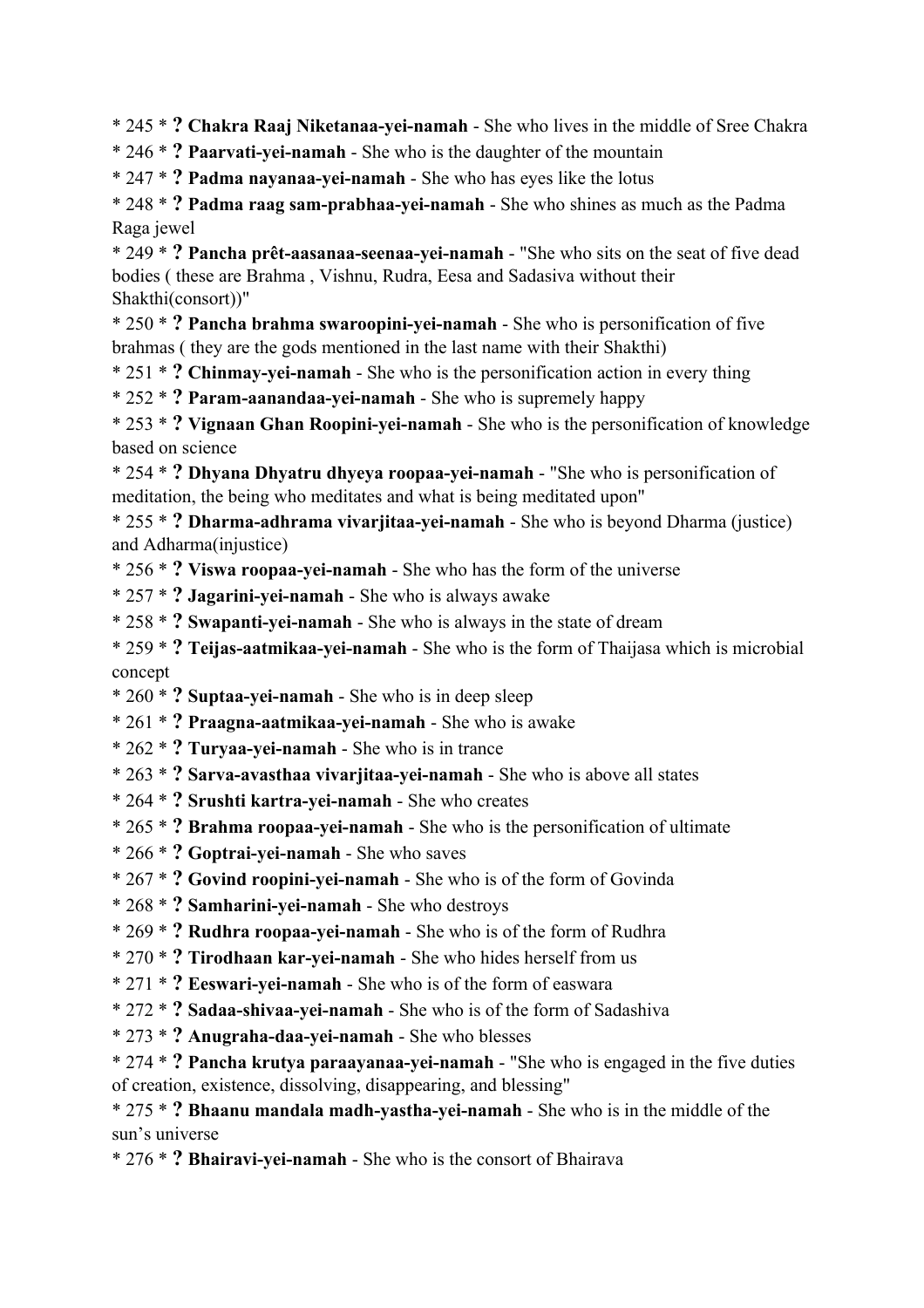* 245 * ? **Chakra Raaj Niketanaa-yei-namah** - She who lives in the middle of Sree Chakra
* 246 * ? **Paarvati-yei-namah** - She who is the daughter of the mountain
* 247 * ? **Padma nayanaa-yei-namah** - She who has eyes like the lotus
* 248 * ? **Padma raag sam-prabhaa-yei-namah** - She who shines as much as the Padma Raga jewel
* 249 * ? **Pancha prêt-aasanaa-seenaa-yei-namah** - "She who sits on the seat of five dead bodies ( these are Brahma , Vishnu, Rudra, Eesa and Sadasiva without their Shakthi(consort))"
* 250 * ? **Pancha brahma swaroopini-yei-namah** - She who is personification of five brahmas ( they are the gods mentioned in the last name with their Shakthi)
* 251 * ? **Chinmay-yei-namah** - She who is the personification action in every thing
* 252 * ? **Param-aanandaa-yei-namah** - She who is supremely happy
* 253 * ? **Vignaan Ghan Roopini-yei-namah** - She who is the personification of knowledge based on science
* 254 * ? **Dhyana Dhyatru dhyeya roopaa-yei-namah** - "She who is personification of meditation, the being who meditates and what is being meditated upon"
* 255 * ? **Dharma-adhrama vivarjitaa-yei-namah** - She who is beyond Dharma (justice) and Adharma(injustice)
* 256 * ? **Viswa roopaa-yei-namah** - She who has the form of the universe
* 257 * ? **Jagarini-yei-namah** - She who is always awake
* 258 * ? **Swapanti-yei-namah** - She who is always in the state of dream
* 259 * ? **Teijas-aatmikaa-yei-namah** - She who is the form of Thaijasa which is microbial concept
* 260 * ? **Suptaa-yei-namah** - She who is in deep sleep
* 261 * ? **Praagna-aatmikaa-yei-namah** - She who is awake
* 262 * ? **Turyaa-yei-namah** - She who is in trance
* 263 * ? **Sarva-avasthaa vivarjitaa-yei-namah** - She who is above all states
* 264 * ? **Srushti kartra-yei-namah** - She who creates
* 265 * ? **Brahma roopaa-yei-namah** - She who is the personification of ultimate
* 266 * ? **Goptrai-yei-namah** - She who saves
* 267 * ? **Govind roopini-yei-namah** - She who is of the form of Govinda
* 268 * ? **Samharini-yei-namah** - She who destroys
* 269 * ? **Rudhra roopaa-yei-namah** - She who is of the form of Rudhra
* 270 * ? **Tirodhaan kar-yei-namah** - She who hides herself from us
* 271 * ? **Eeswari-yei-namah** - She who is of the form of easwara
* 272 * ? **Sadaa-shivaa-yei-namah** - She who is of the form of Sadashiva
* 273 * ? **Anugraha-daa-yei-namah** - She who blesses
* 274 * ? **Pancha krutya paraayanaa-yei-namah** - "She who is engaged in the five duties of creation, existence, dissolving, disappearing, and blessing"
* 275 * ? **Bhaanu mandala madh-yastha-yei-namah** - She who is in the middle of the sun's universe
* 276 * ? **Bhairavi-yei-namah** - She who is the consort of Bhairava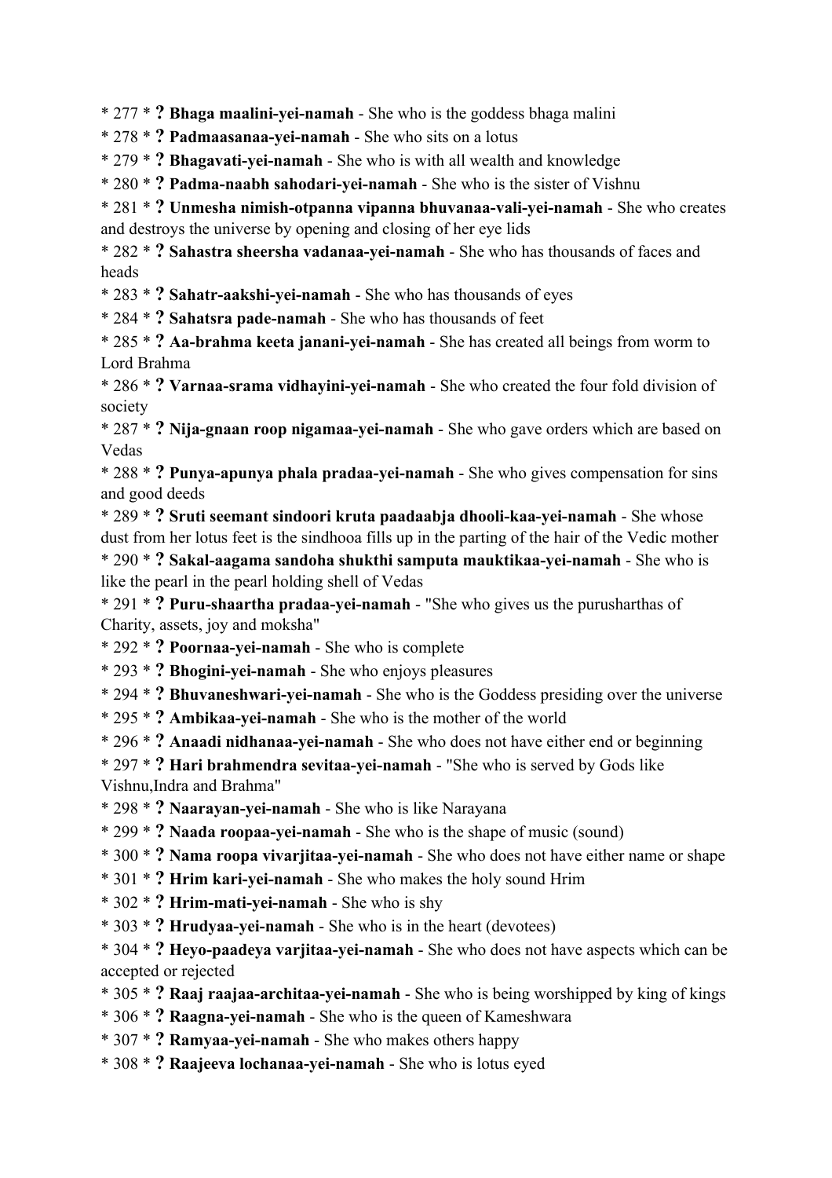* 277 * **? Bhaga maalini-yei-namah** - She who is the goddess bhaga malini
* 278 * **? Padmaasanaa-yei-namah** - She who sits on a lotus
* 279 * **? Bhagavati-yei-namah** - She who is with all wealth and knowledge
* 280 * **? Padma-naabh sahodari-yei-namah** - She who is the sister of Vishnu
* 281 * **? Unmesha nimish-otpanna vipanna bhuvanaa-vali-yei-namah** - She who creates and destroys the universe by opening and closing of her eye lids
* 282 * **? Sahastra sheersha vadanaa-yei-namah** - She who has thousands of faces and heads
* 283 * **? Sahatr-aakshi-yei-namah** - She who has thousands of eyes
* 284 * **? Sahatsra pade-namah** - She who has thousands of feet
* 285 * **? Aa-brahma keeta janani-yei-namah** - She has created all beings from worm to Lord Brahma
* 286 * **? Varnaa-srama vidhayini-yei-namah** - She who created the four fold division of society
* 287 * **? Nija-gnaan roop nigamaa-yei-namah** - She who gave orders which are based on Vedas
* 288 * **? Punya-apunya phala pradaa-yei-namah** - She who gives compensation for sins and good deeds
* 289 * **? Sruti seemant sindoori kruta paadaabja dhooli-kaa-yei-namah** - She whose dust from her lotus feet is the sindhooa fills up in the parting of the hair of the Vedic mother
* 290 * **? Sakal-aagama sandoha shukthi samputa mauktikaa-yei-namah** - She who is like the pearl in the pearl holding shell of Vedas
* 291 * **? Puru-shaartha pradaa-yei-namah** - "She who gives us the purusharthas of Charity, assets, joy and moksha"
* 292 * **? Poornaa-yei-namah** - She who is complete
* 293 * **? Bhogini-yei-namah** - She who enjoys pleasures
* 294 * **? Bhuvaneshwari-yei-namah** - She who is the Goddess presiding over the universe
* 295 * **? Ambikaa-yei-namah** - She who is the mother of the world
* 296 * **? Anaadi nidhanaa-yei-namah** - She who does not have either end or beginning
* 297 * **? Hari brahmendra sevitaa-yei-namah** - "She who is served by Gods like Vishnu,Indra and Brahma"
* 298 * **? Naarayan-yei-namah** - She who is like Narayana
* 299 * **? Naada roopaa-yei-namah** - She who is the shape of music (sound)
* 300 * **? Nama roopa vivarjitaa-yei-namah** - She who does not have either name or shape
* 301 * **? Hrim kari-yei-namah** - She who makes the holy sound Hrim
* 302 * **? Hrim-mati-yei-namah** - She who is shy
* 303 * **? Hrudyaa-yei-namah** - She who is in the heart (devotees)
* 304 * **? Heyo-paadeya varjitaa-yei-namah** - She who does not have aspects which can be accepted or rejected
* 305 * **? Raaj raajaa-architaa-yei-namah** - She who is being worshipped by king of kings
* 306 * **? Raagna-yei-namah** - She who is the queen of Kameshwara
* 307 * **? Ramyaa-yei-namah** - She who makes others happy
* 308 * **? Raajeeva lochanaa-yei-namah** - She who is lotus eyed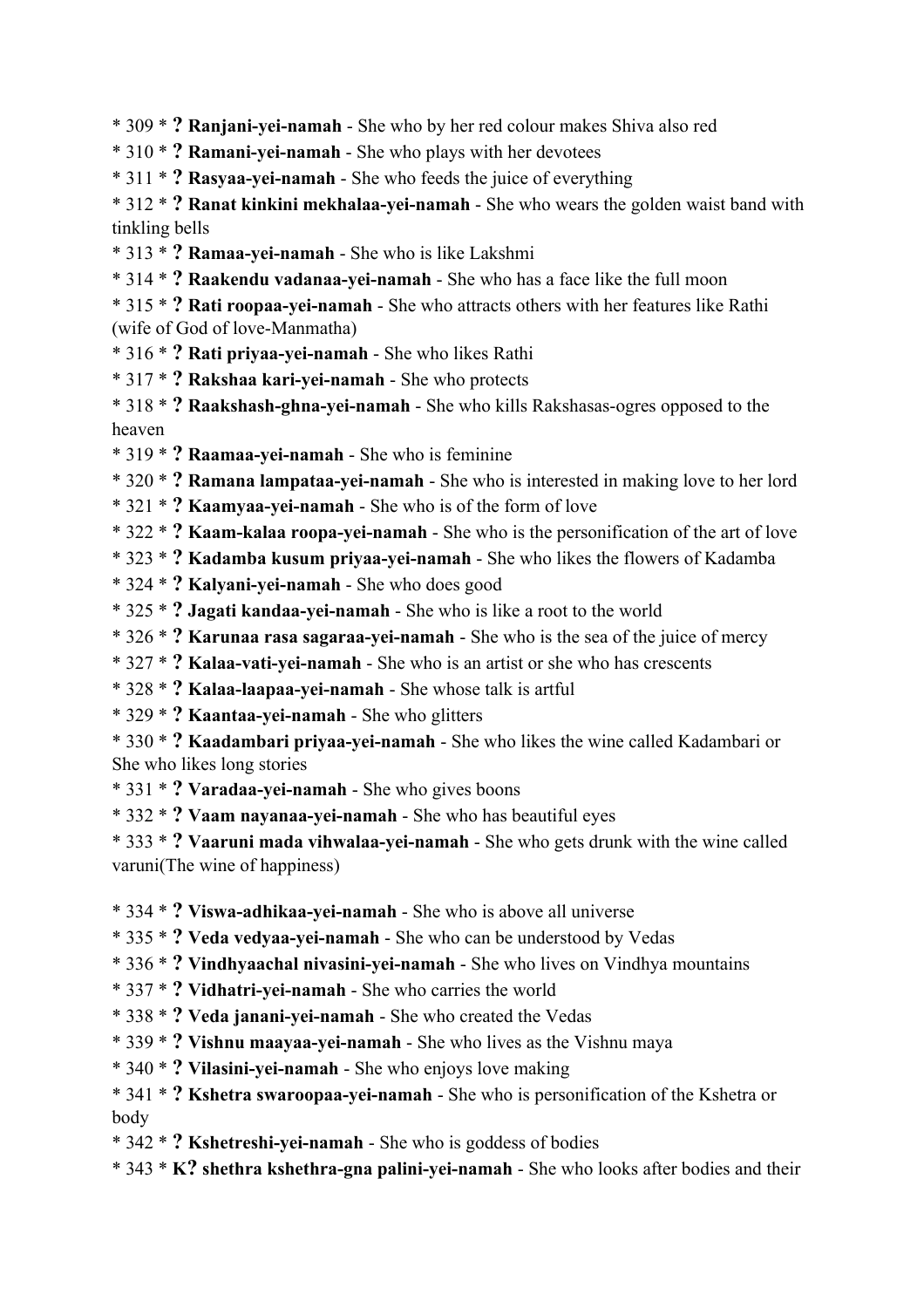* 309 * **? Ranjani-yei-namah** - She who by her red colour makes Shiva also red
* 310 * **? Ramani-yei-namah** - She who plays with her devotees
* 311 * **? Rasyaa-yei-namah** - She who feeds the juice of everything
* 312 * **? Ranat kinkini mekhalaa-yei-namah** - She who wears the golden waist band with tinkling bells
* 313 * **? Ramaa-yei-namah** - She who is like Lakshmi
* 314 * **? Raakendu vadanaa-yei-namah** - She who has a face like the full moon
* 315 * **? Rati roopaa-yei-namah** - She who attracts others with her features like Rathi (wife of God of love-Manmatha)
* 316 * **? Rati priyaa-yei-namah** - She who likes Rathi
* 317 * **? Rakshaa kari-yei-namah** - She who protects
* 318 * **? Raakshash-ghna-yei-namah** - She who kills Rakshasas-ogres opposed to the heaven
* 319 * **? Raamaa-yei-namah** - She who is feminine
* 320 * **? Ramana lampataa-yei-namah** - She who is interested in making love to her lord
* 321 * **? Kaamyaa-yei-namah** - She who is of the form of love
* 322 * **? Kaam-kalaa roopa-yei-namah** - She who is the personification of the art of love
* 323 * **? Kadamba kusum priyaa-yei-namah** - She who likes the flowers of Kadamba
* 324 * **? Kalyani-yei-namah** - She who does good
* 325 * **? Jagati kandaa-yei-namah** - She who is like a root to the world
* 326 * **? Karunaa rasa sagaraa-yei-namah** - She who is the sea of the juice of mercy
* 327 * **? Kalaa-vati-yei-namah** - She who is an artist or she who has crescents
* 328 * **? Kalaa-laapaa-yei-namah** - She whose talk is artful
* 329 * **? Kaantaa-yei-namah** - She who glitters
* 330 * **? Kaadambari priyaa-yei-namah** - She who likes the wine called Kadambari or She who likes long stories
* 331 * **? Varadaa-yei-namah** - She who gives boons
* 332 * **? Vaam nayanaa-yei-namah** - She who has beautiful eyes
* 333 * **? Vaaruni mada vihwalaa-yei-namah** - She who gets drunk with the wine called varuni(The wine of happiness)

* 334 * **? Viswa-adhikaa-yei-namah** - She who is above all universe
* 335 * **? Veda vedyaa-yei-namah** - She who can be understood by Vedas
* 336 * **? Vindhyaachal nivasini-yei-namah** - She who lives on Vindhya mountains
* 337 * **? Vidhatri-yei-namah** - She who carries the world
* 338 * **? Veda janani-yei-namah** - She who created the Vedas
* 339 * **? Vishnu maayaa-yei-namah** - She who lives as the Vishnu maya
* 340 * **? Vilasini-yei-namah** - She who enjoys love making
* 341 * **? Kshetra swaroopaa-yei-namah** - She who is personification of the Kshetra or body
* 342 * **? Kshetreshi-yei-namah** - She who is goddess of bodies
* 343 * **K? shethra kshethra-gna palini-yei-namah** - She who looks after bodies and their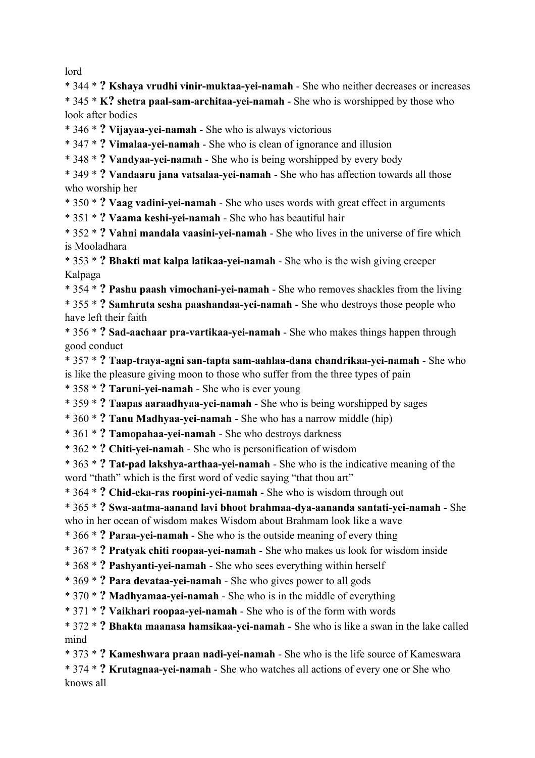lord

* 344 * **? Kshaya vrudhi vinir-muktaa-yei-namah** - She who neither decreases or increases

* 345 * **K? shetra paal-sam-architaa-yei-namah** - She who is worshipped by those who look after bodies

* 346 * **? Vijayaa-yei-namah** - She who is always victorious

* 347 * **? Vimalaa-yei-namah** - She who is clean of ignorance and illusion

* 348 * **? Vandyaa-yei-namah** - She who is being worshipped by every body

* 349 * **? Vandaaru jana vatsalaa-yei-namah** - She who has affection towards all those who worship her

* 350 * **? Vaag vadini-yei-namah** - She who uses words with great effect in arguments

* 351 * **? Vaama keshi-yei-namah** - She who has beautiful hair

* 352 * **? Vahni mandala vaasini-yei-namah** - She who lives in the universe of fire which is Mooladhara

* 353 * **? Bhakti mat kalpa latikaa-yei-namah** - She who is the wish giving creeper Kalpaga

* 354 * **? Pashu paash vimochani-yei-namah** - She who removes shackles from the living

* 355 * **? Samhruta sesha paashandaa-yei-namah** - She who destroys those people who have left their faith

* 356 * **? Sad-aachaar pra-vartikaa-yei-namah** - She who makes things happen through good conduct

* 357 * **? Taap-traya-agni san-tapta sam-aahlaa-dana chandrikaa-yei-namah** - She who is like the pleasure giving moon to those who suffer from the three types of pain

* 358 * **? Taruni-yei-namah** - She who is ever young

* 359 * **? Taapas aaraadhyaa-yei-namah** - She who is being worshipped by sages

* 360 * **? Tanu Madhyaa-yei-namah** - She who has a narrow middle (hip)

* 361 * **? Tamopahaa-yei-namah** - She who destroys darkness

* 362 * **? Chiti-yei-namah** - She who is personification of wisdom

* 363 * **? Tat-pad lakshya-arthaa-yei-namah** - She who is the indicative meaning of the word “thath” which is the first word of vedic saying “that thou art”

* 364 * **? Chid-eka-ras roopini-yei-namah** - She who is wisdom through out

* 365 * **? Swa-aatma-aanand lavi bhoot brahmaa-dya-aananda santati-yei-namah** - She who in her ocean of wisdom makes Wisdom about Brahmam look like a wave

* 366 * **? Paraa-yei-namah** - She who is the outside meaning of every thing

* 367 * **? Pratyak chiti roopaa-yei-namah** - She who makes us look for wisdom inside

* 368 * **? Pashyanti-yei-namah** - She who sees everything within herself

* 369 * **? Para devataa-yei-namah** - She who gives power to all gods

* 370 * **? Madhyamaa-yei-namah** - She who is in the middle of everything

* 371 * **? Vaikhari roopaa-yei-namah** - She who is of the form with words

* 372 * **? Bhakta maanasa hamsikaa-yei-namah** - She who is like a swan in the lake called mind

* 373 * **? Kameshwara praan nadi-yei-namah** - She who is the life source of Kameswara

* 374 * **? Krutagnaa-yei-namah** - She who watches all actions of every one or She who knows all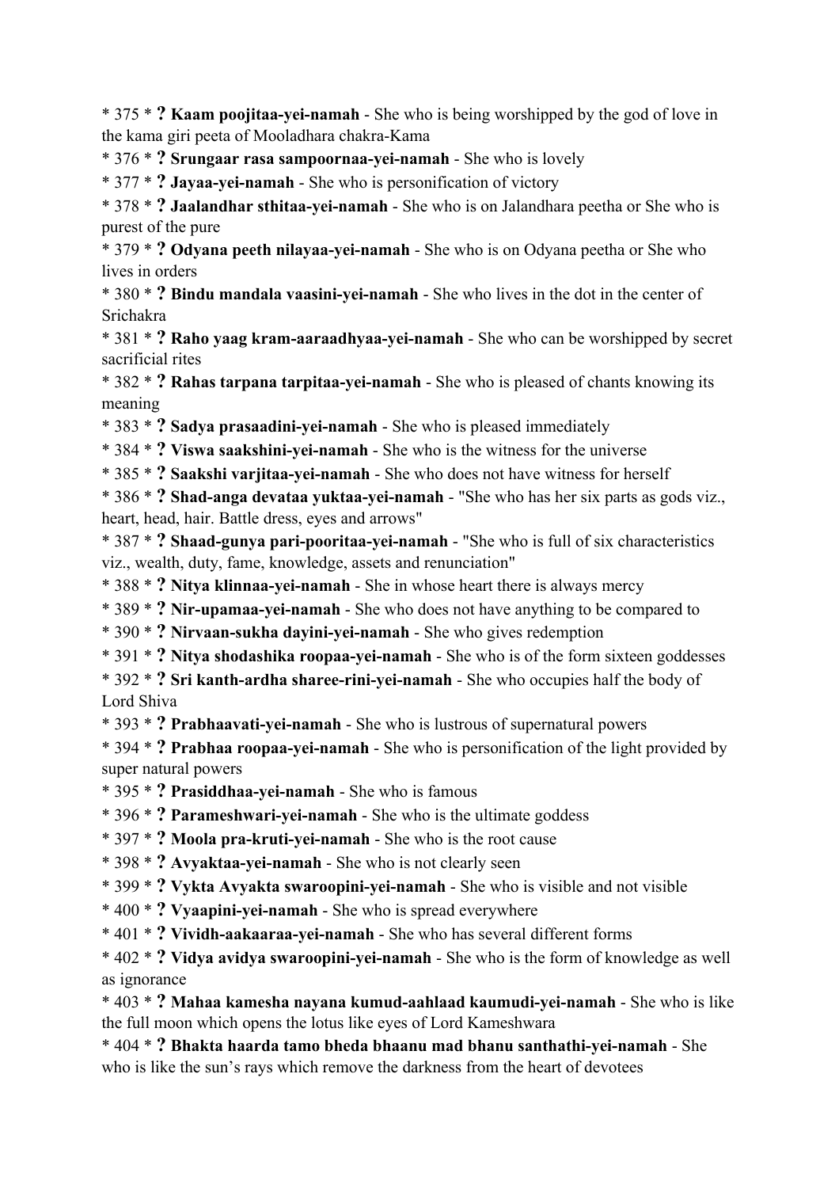* 375 * **? Kaam poojitaa-yei-namah** - She who is being worshipped by the god of love in the kama giri peeta of Mooladhara chakra-Kama

* 376 * **? Srungaar rasa sampoornaa-yei-namah** - She who is lovely

* 377 * **? Jayaa-yei-namah** - She who is personification of victory

* 378 * **? Jaalandhar sthitaa-yei-namah** - She who is on Jalandhara peetha or She who is purest of the pure

* 379 * **? Odyana peeth nilayaa-yei-namah** - She who is on Odyana peetha or She who lives in orders

* 380 * **? Bindu mandala vaasini-yei-namah** - She who lives in the dot in the center of Srichakra

* 381 * **? Raho yaag kram-aaraadhyaa-yei-namah** - She who can be worshipped by secret sacrificial rites

* 382 * **? Rahas tarpana tarpitaa-yei-namah** - She who is pleased of chants knowing its meaning

* 383 * **? Sadya prasaadini-yei-namah** - She who is pleased immediately

* 384 * **? Viswa saakshini-yei-namah** - She who is the witness for the universe

* 385 * **? Saakshi varjitaa-yei-namah** - She who does not have witness for herself

* 386 * **? Shad-anga devataa yuktaa-yei-namah** - "She who has her six parts as gods viz., heart, head, hair. Battle dress, eyes and arrows"

* 387 * **? Shaad-gunya pari-pooritaa-yei-namah** - "She who is full of six characteristics viz., wealth, duty, fame, knowledge, assets and renunciation"

* 388 * **? Nitya klinnaa-yei-namah** - She in whose heart there is always mercy

* 389 * **? Nir-upamaa-yei-namah** - She who does not have anything to be compared to

* 390 * **? Nirvaan-sukha dayini-yei-namah** - She who gives redemption

* 391 * **? Nitya shodashika roopaa-yei-namah** - She who is of the form sixteen goddesses

* 392 * **? Sri kanth-ardha sharee-rini-yei-namah** - She who occupies half the body of Lord Shiva

* 393 * **? Prabhaavati-yei-namah** - She who is lustrous of supernatural powers

* 394 * **? Prabhaa roopaa-yei-namah** - She who is personification of the light provided by super natural powers

* 395 * **? Prasiddhaa-yei-namah** - She who is famous

* 396 * **? Parameshwari-yei-namah** - She who is the ultimate goddess

* 397 * **? Moola pra-kruti-yei-namah** - She who is the root cause

* 398 * **? Avyaktaa-yei-namah** - She who is not clearly seen

* 399 * **? Vykta Avyakta swaroopini-yei-namah** - She who is visible and not visible

* 400 * **? Vyaapini-yei-namah** - She who is spread everywhere

* 401 * **? Vividh-aakaaraa-yei-namah** - She who has several different forms

* 402 * **? Vidya avidya swaroopini-yei-namah** - She who is the form of knowledge as well as ignorance

* 403 * **? Mahaa kamesha nayana kumud-aahlaad kaumudi-yei-namah** - She who is like the full moon which opens the lotus like eyes of Lord Kameshwara

* 404 * **? Bhakta haarda tamo bheda bhaanu mad bhanu santhathi-yei-namah** - She who is like the sun's rays which remove the darkness from the heart of devotees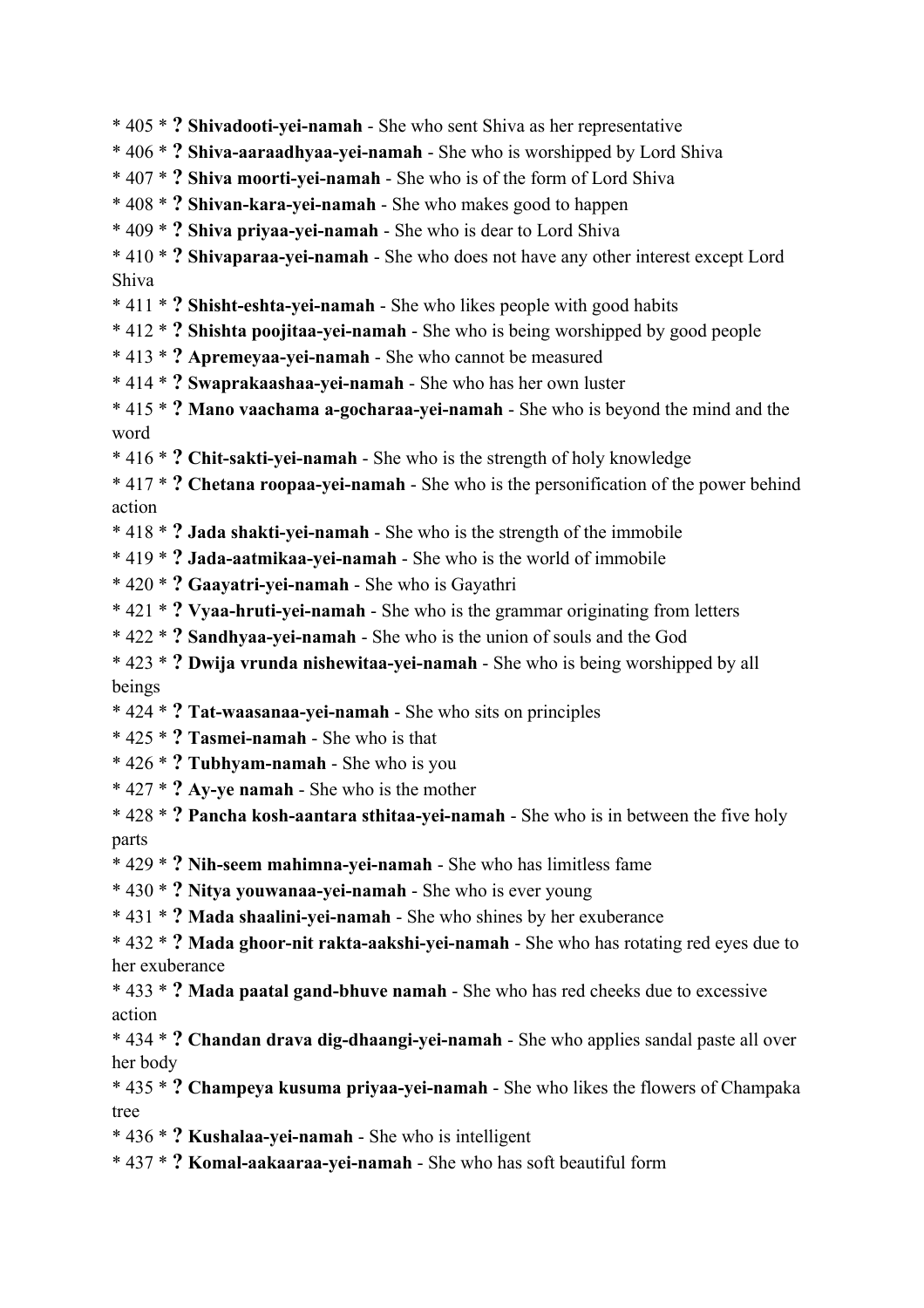* 405 * **? Shivadooti-yei-namah** - She who sent Shiva as her representative
* 406 * **? Shiva-aaraadhyaa-yei-namah** - She who is worshipped by Lord Shiva
* 407 * **? Shiva moorti-yei-namah** - She who is of the form of Lord Shiva
* 408 * **? Shivan-kara-yei-namah** - She who makes good to happen
* 409 * **? Shiva priyaa-yei-namah** - She who is dear to Lord Shiva
* 410 * **? Shivaparaa-yei-namah** - She who does not have any other interest except Lord Shiva
* 411 * **? Shisht-eshta-yei-namah** - She who likes people with good habits
* 412 * **? Shishta poojitaa-yei-namah** - She who is being worshipped by good people
* 413 * **? Apremeyaa-yei-namah** - She who cannot be measured
* 414 * **? Swaprakaashaa-yei-namah** - She who has her own luster
* 415 * **? Mano vaachama a-gocharaa-yei-namah** - She who is beyond the mind and the word
* 416 * **? Chit-sakti-yei-namah** - She who is the strength of holy knowledge
* 417 * **? Chetana roopaa-yei-namah** - She who is the personification of the power behind action
* 418 * **? Jada shakti-yei-namah** - She who is the strength of the immobile
* 419 * **? Jada-aatmikaa-yei-namah** - She who is the world of immobile
* 420 * **? Gaayatri-yei-namah** - She who is Gayathri
* 421 * **? Vyaa-hruti-yei-namah** - She who is the grammar originating from letters
* 422 * **? Sandhyaa-yei-namah** - She who is the union of souls and the God
* 423 * **? Dwija vrunda nishewitaa-yei-namah** - She who is being worshipped by all beings
* 424 * **? Tat-waasanaa-yei-namah** - She who sits on principles
* 425 * **? Tasmei-namah** - She who is that
* 426 * **? Tubhyam-namah** - She who is you
* 427 * **? Ay-ye namah** - She who is the mother
* 428 * **? Pancha kosh-aantara sthitaa-yei-namah** - She who is in between the five holy parts
* 429 * **? Nih-seem mahimna-yei-namah** - She who has limitless fame
* 430 * **? Nitya youwanaa-yei-namah** - She who is ever young
* 431 * **? Mada shaalini-yei-namah** - She who shines by her exuberance
* 432 * **? Mada ghoor-nit rakta-aakshi-yei-namah** - She who has rotating red eyes due to her exuberance
* 433 * **? Mada paatal gand-bhuve namah** - She who has red cheeks due to excessive action
* 434 * **? Chandan drava dig-dhaangi-yei-namah** - She who applies sandal paste all over her body
* 435 * **? Champeya kusuma priyaa-yei-namah** - She who likes the flowers of Champaka tree
* 436 * **? Kushalaa-yei-namah** - She who is intelligent
* 437 * **? Komal-aakaaraa-yei-namah** - She who has soft beautiful form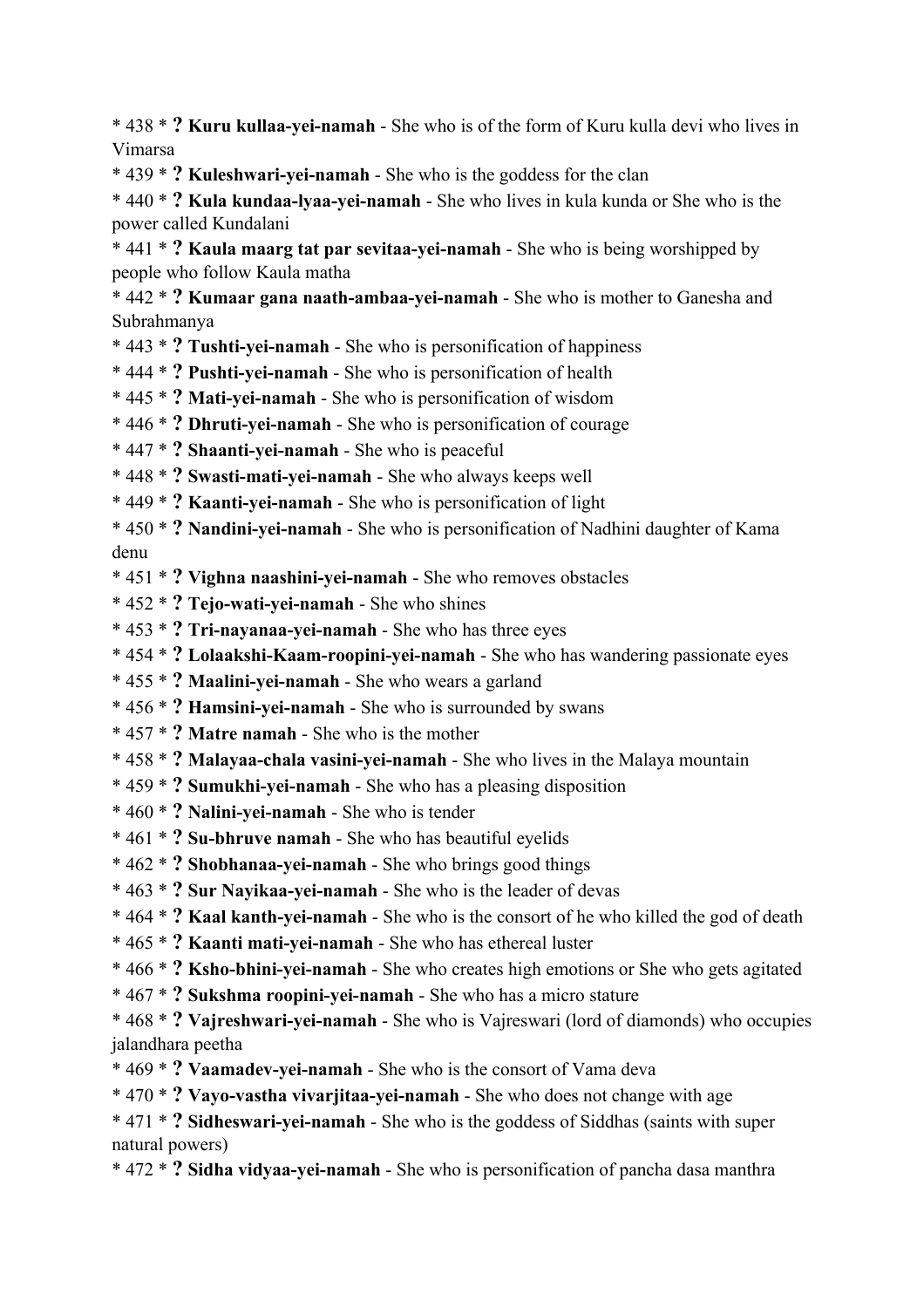* 438 * **?** **Kuru kullaa-yei-namah** - She who is of the form of Kuru kulla devi who lives in Vimarsa
* 439 * **?** **Kuleshwari-yei-namah** - She who is the goddess for the clan
* 440 * **?** **Kula kundaa-lyaa-yei-namah** - She who lives in kula kunda or She who is the power called Kundalani
* 441 * **?** **Kaula maarg tat par sevitaa-yei-namah** - She who is being worshipped by people who follow Kaula matha
* 442 * **?** **Kumaar gana naath-ambaa-yei-namah** - She who is mother to Ganesha and Subrahmanya
* 443 * **?** **Tushti-yei-namah** - She who is personification of happiness
* 444 * **?** **Pushti-yei-namah** - She who is personification of health
* 445 * **?** **Mati-yei-namah** - She who is personification of wisdom
* 446 * **?** **Dhruti-yei-namah** - She who is personification of courage
* 447 * **?** **Shaanti-yei-namah** - She who is peaceful
* 448 * **?** **Swasti-mati-yei-namah** - She who always keeps well
* 449 * **?** **Kaanti-yei-namah** - She who is personification of light
* 450 * **?** **Nandini-yei-namah** - She who is personification of Nadhini daughter of Kama denu
* 451 * **?** **Vighna naashini-yei-namah** - She who removes obstacles
* 452 * **?** **Tejo-wati-yei-namah** - She who shines
* 453 * **?** **Tri-nayanaa-yei-namah** - She who has three eyes
* 454 * **?** **Lolaakshi-Kaam-roopini-yei-namah** - She who has wandering passionate eyes
* 455 * **?** **Maalini-yei-namah** - She who wears a garland
* 456 * **?** **Hamsini-yei-namah** - She who is surrounded by swans
* 457 * **?** **Matre namah** - She who is the mother
* 458 * **?** **Malayaa-chala vasini-yei-namah** - She who lives in the Malaya mountain
* 459 * **?** **Sumukhi-yei-namah** - She who has a pleasing disposition
* 460 * **?** **Nalini-yei-namah** - She who is tender
* 461 * **?** **Su-bhruve namah** - She who has beautiful eyelids
* 462 * **?** **Shobhanaa-yei-namah** - She who brings good things
* 463 * **?** **Sur Nayikaa-yei-namah** - She who is the leader of devas
* 464 * **?** **Kaal kanth-yei-namah** - She who is the consort of he who killed the god of death
* 465 * **?** **Kaanti mati-yei-namah** - She who has ethereal luster
* 466 * **?** **Ksho-bhini-yei-namah** - She who creates high emotions or She who gets agitated
* 467 * **?** **Sukshma roopini-yei-namah** - She who has a micro stature
* 468 * **?** **Vajreshwari-yei-namah** - She who is Vajreswari (lord of diamonds) who occupies jalandhara peetha
* 469 * **?** **Vaamadev-yei-namah** - She who is the consort of Vama deva
* 470 * **?** **Vayo-vastha vivarjitaa-yei-namah** - She who does not change with age
* 471 * **?** **Sidheswari-yei-namah** - She who is the goddess of Siddhas (saints with super natural powers)
* 472 * **?** **Sidha vidyaa-yei-namah** - She who is personification of pancha dasa manthra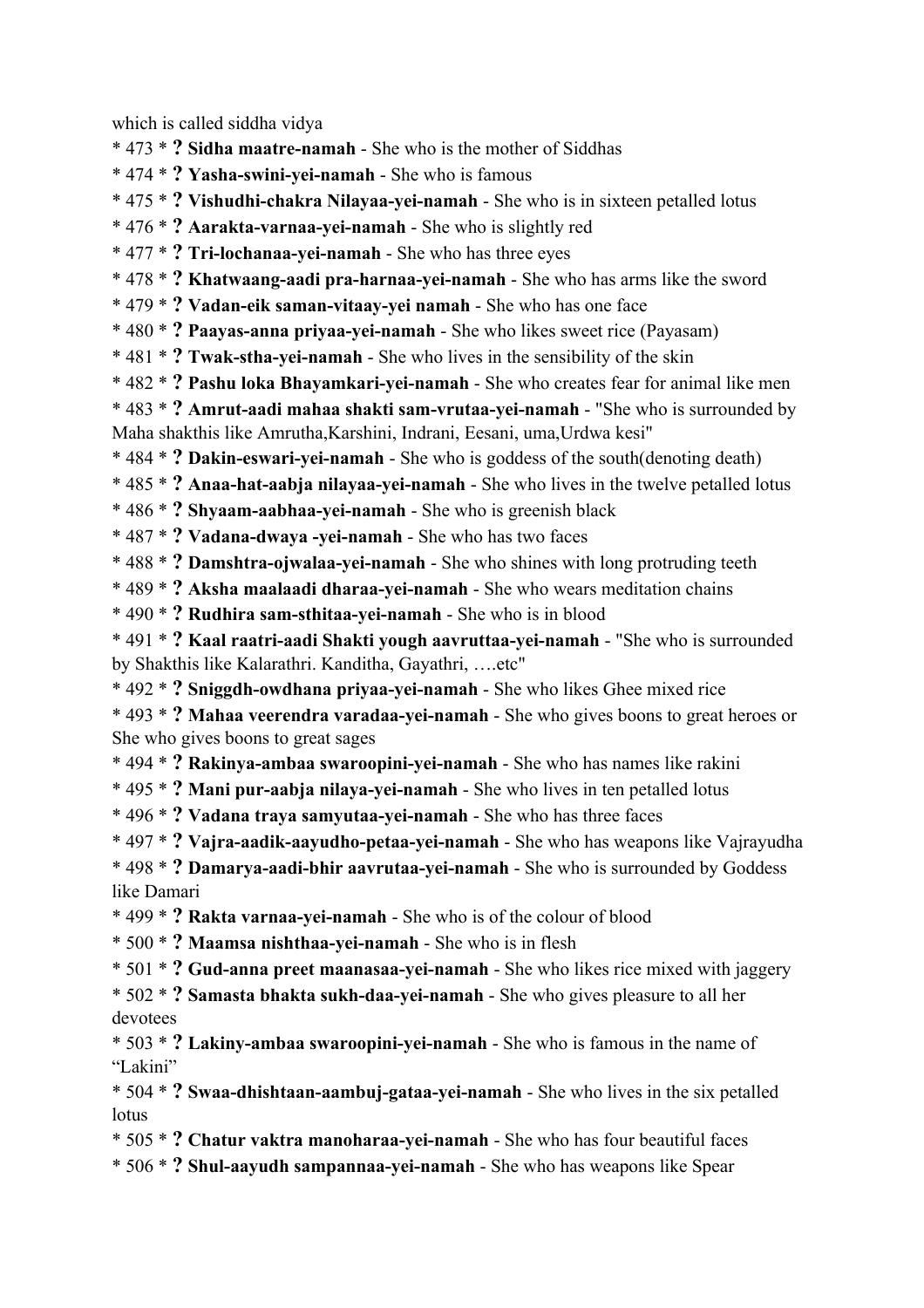which is called siddha vidya

* 473 * **? Sidha maatre-namah** - She who is the mother of Siddhas
* 474 * **? Yasha-swini-yei-namah** - She who is famous
* 475 * **? Vishudhi-chakra Nilayaa-yei-namah** - She who is in sixteen petalled lotus
* 476 * **? Aarakta-varnaa-yei-namah** - She who is slightly red
* 477 * **? Tri-lochanaa-yei-namah** - She who has three eyes
* 478 * **? Khatwaang-aadi pra-harnaa-yei-namah** - She who has arms like the sword
* 479 * **? Vadan-eik saman-vitaay-yei namah** - She who has one face
* 480 * **? Paayas-anna priyaa-yei-namah** - She who likes sweet rice (Payasam)
* 481 * **? Twak-stha-yei-namah** - She who lives in the sensibility of the skin
* 482 * **? Pashu loka Bhayamkari-yei-namah** - She who creates fear for animal like men
* 483 * **? Amrut-aadi mahaa shakti sam-vrutaa-yei-namah** - "She who is surrounded by Maha shakthis like Amrutha,Karshini, Indrani, Eesani, uma,Urdwa kesi"
* 484 * **? Dakin-eswari-yei-namah** - She who is goddess of the south(denoting death)
* 485 * **? Anaa-hat-aabja nilayaa-yei-namah** - She who lives in the twelve petalled lotus
* 486 * **? Shyaam-aabhaa-yei-namah** - She who is greenish black
* 487 * **? Vadana-dwaya -yei-namah** - She who has two faces
* 488 * **? Damshtra-ojwalaa-yei-namah** - She who shines with long protruding teeth
* 489 * **? Aksha maalaadi dharaa-yei-namah** - She who wears meditation chains
* 490 * **? Rudhira sam-sthitaa-yei-namah** - She who is in blood
* 491 * **? Kaal raatri-aadi Shakti yough aavruttaa-yei-namah** - "She who is surrounded by Shakthis like Kalarathri. Kanditha, Gayathri, ….etc"
* 492 * **? Sniggdh-owdhana priyaa-yei-namah** - She who likes Ghee mixed rice
* 493 * **? Mahaa veerendra varadaa-yei-namah** - She who gives boons to great heroes or She who gives boons to great sages
* 494 * **? Rakinya-ambaa swaroopini-yei-namah** - She who has names like rakini
* 495 * **? Mani pur-aabja nilaya-yei-namah** - She who lives in ten petalled lotus
* 496 * **? Vadana traya samyutaa-yei-namah** - She who has three faces
* 497 * **? Vajra-aadik-aayudho-petaa-yei-namah** - She who has weapons like Vajrayudha
* 498 * **? Damarya-aadi-bhir aavrutaa-yei-namah** - She who is surrounded by Goddess like Damari
* 499 * **? Rakta varnaa-yei-namah** - She who is of the colour of blood
* 500 * **? Maamsa nishthaa-yei-namah** - She who is in flesh
* 501 * **? Gud-anna preet maanasaa-yei-namah** - She who likes rice mixed with jaggery
* 502 * **? Samasta bhakta sukh-daa-yei-namah** - She who gives pleasure to all her devotees
* 503 * **? Lakiny-ambaa swaroopini-yei-namah** - She who is famous in the name of "Lakini"
* 504 * **? Swaa-dhishtaan-aambuj-gataa-yei-namah** - She who lives in the six petalled lotus
* 505 * **? Chatur vaktra manoharaa-yei-namah** - She who has four beautiful faces
* 506 * **? Shul-aayudh sampannaa-yei-namah** - She who has weapons like Spear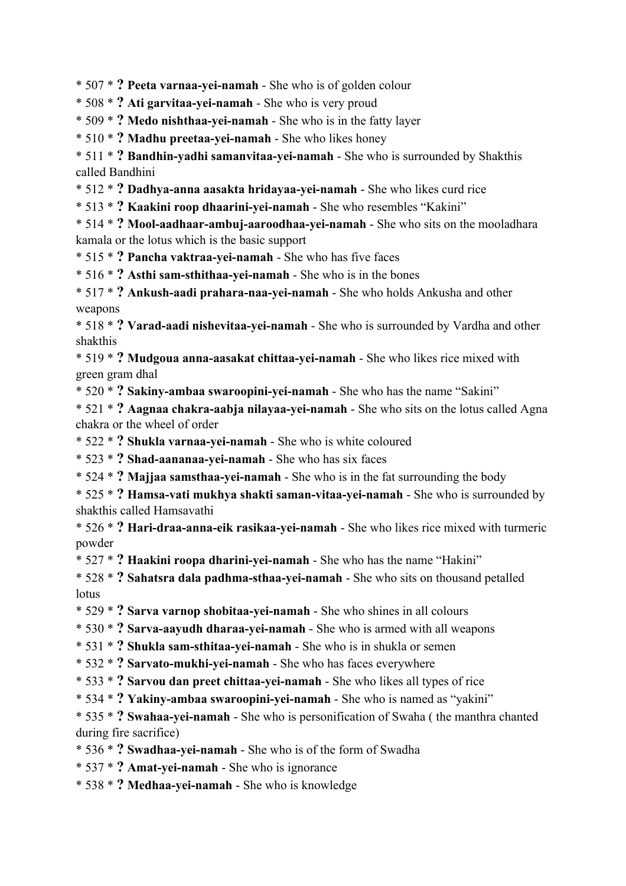* 507 * **?** **Peeta varnaa-yei-namah** - She who is of golden colour
* 508 * **?** **Ati garvitaa-yei-namah** - She who is very proud
* 509 * **?** **Medo nishthaa-yei-namah** - She who is in the fatty layer
* 510 * **?** **Madhu preetaa-yei-namah** - She who likes honey
* 511 * **?** **Bandhin-yadhi samanvitaa-yei-namah** - She who is surrounded by Shakthis called Bandhini
* 512 * **?** **Dadhya-anna aasakta hridayaa-yei-namah** - She who likes curd rice
* 513 * **?** **Kaakini roop dhaarini-yei-namah** - She who resembles "Kakini"
* 514 * **?** **Mool-aadhaar-ambuj-aaroodhaa-yei-namah** - She who sits on the mooladhara kamala or the lotus which is the basic support
* 515 * **?** **Pancha vaktraa-yei-namah** - She who has five faces
* 516 * **?** **Asthi sam-sthithaa-yei-namah** - She who is in the bones
* 517 * **?** **Ankush-aadi prahara-naa-yei-namah** - She who holds Ankusha and other weapons
* 518 * **?** **Varad-aadi nishevitaa-yei-namah** - She who is surrounded by Vardha and other shakthis
* 519 * **?** **Mudgoua anna-aasakat chittaa-yei-namah** - She who likes rice mixed with green gram dhal
* 520 * **?** **Sakiny-ambaa swaroopini-yei-namah** - She who has the name "Sakini"
* 521 * **?** **Aagnaa chakra-aabja nilayaa-yei-namah** - She who sits on the lotus called Agna chakra or the wheel of order
* 522 * **?** **Shukla varnaa-yei-namah** - She who is white coloured
* 523 * **?** **Shad-aananaa-yei-namah** - She who has six faces
* 524 * **?** **Majjaa samsthaa-yei-namah** - She who is in the fat surrounding the body
* 525 * **?** **Hamsa-vati mukhya shakti saman-vitaa-yei-namah** - She who is surrounded by shakthis called Hamsavathi
* 526 * **?** **Hari-draa-anna-eik rasikaa-yei-namah** - She who likes rice mixed with turmeric powder
* 527 * **?** **Haakini roopa dharini-yei-namah** - She who has the name "Hakini"
* 528 * **?** **Sahatsra dala padhma-sthaa-yei-namah** - She who sits on thousand petalled lotus
* 529 * **?** **Sarva varnop shobitaa-yei-namah** - She who shines in all colours
* 530 * **?** **Sarva-aayudh dharaa-yei-namah** - She who is armed with all weapons
* 531 * **?** **Shukla sam-sthitaa-yei-namah** - She who is in shukla or semen
* 532 * **?** **Sarvato-mukhi-yei-namah** - She who has faces everywhere
* 533 * **?** **Sarvou dan preet chittaa-yei-namah** - She who likes all types of rice
* 534 * **?** **Yakiny-ambaa swaroopini-yei-namah** - She who is named as "yakini"
* 535 * **?** **Swahaa-yei-namah** - She who is personification of Swaha ( the manthra chanted during fire sacrifice)
* 536 * **?** **Swadhaa-yei-namah** - She who is of the form of Swadha
* 537 * **?** **Amat-yei-namah** - She who is ignorance
* 538 * **?** **Medhaa-yei-namah** - She who is knowledge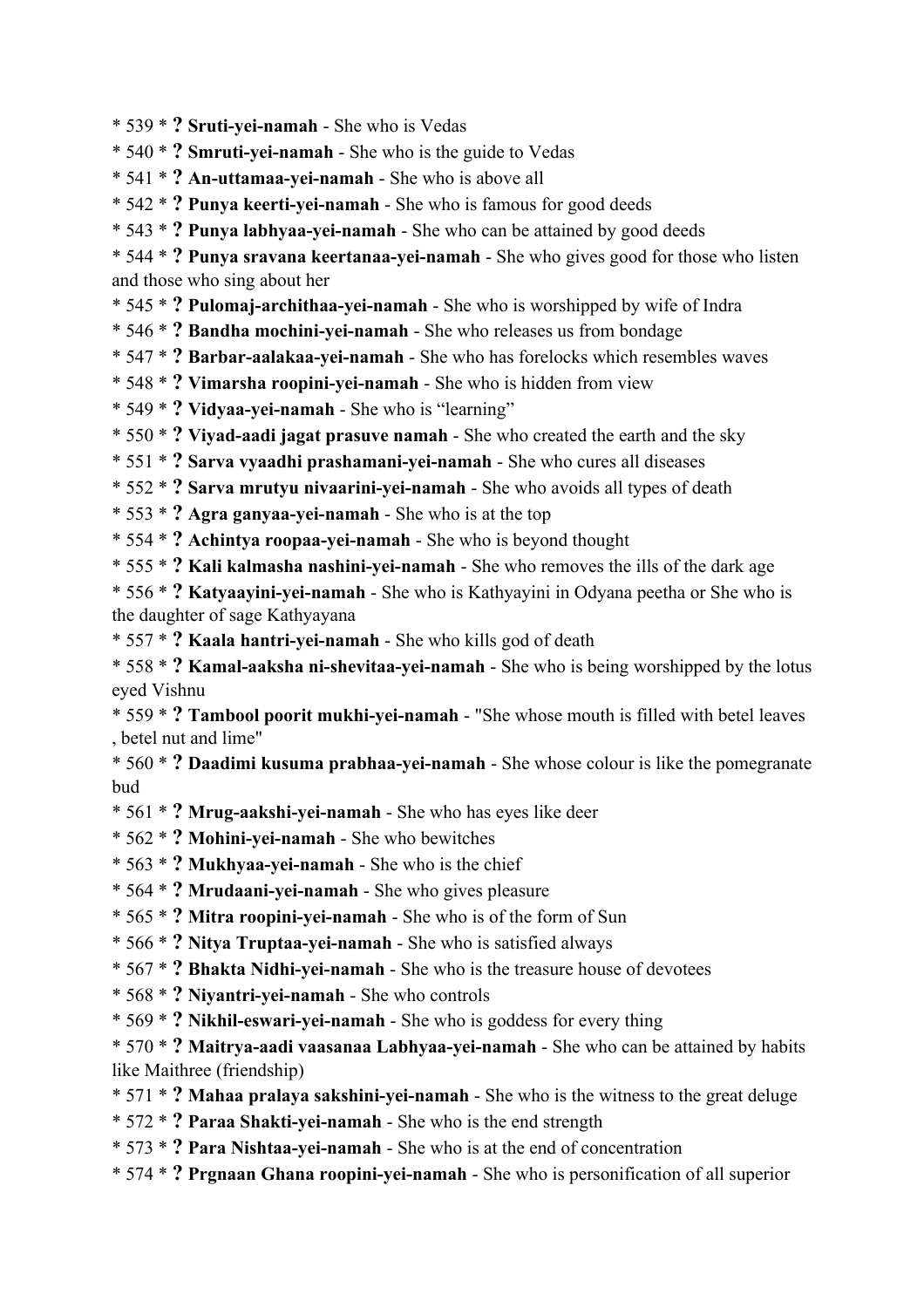* 539 * **? Sruti-yei-namah** - She who is Vedas
* 540 * **? Smruti-yei-namah** - She who is the guide to Vedas
* 541 * **? An-uttamaa-yei-namah** - She who is above all
* 542 * **? Punya keerti-yei-namah** - She who is famous for good deeds
* 543 * **? Punya labhyaa-yei-namah** - She who can be attained by good deeds
* 544 * **? Punya sravana keertanaa-yei-namah** - She who gives good for those who listen and those who sing about her
* 545 * **? Pulomaj-archithaa-yei-namah** - She who is worshipped by wife of Indra
* 546 * **? Bandha mochini-yei-namah** - She who releases us from bondage
* 547 * **? Barbar-aalakaa-yei-namah** - She who has forelocks which resembles waves
* 548 * **? Vimarsha roopini-yei-namah** - She who is hidden from view
* 549 * **? Vidyaa-yei-namah** - She who is "learning"
* 550 * **? Viyad-aadi jagat prasuve namah** - She who created the earth and the sky
* 551 * **? Sarva vyaadhi prashamani-yei-namah** - She who cures all diseases
* 552 * **? Sarva mrutyu nivaarini-yei-namah** - She who avoids all types of death
* 553 * **? Agra ganyaa-yei-namah** - She who is at the top
* 554 * **? Achintya roopaa-yei-namah** - She who is beyond thought
* 555 * **? Kali kalmasha nashini-yei-namah** - She who removes the ills of the dark age
* 556 * **? Katyaayini-yei-namah** - She who is Kathyayini in Odyana peetha or She who is the daughter of sage Kathyayana
* 557 * **? Kaala hantri-yei-namah** - She who kills god of death
* 558 * **? Kamal-aaksha ni-shevitaa-yei-namah** - She who is being worshipped by the lotus eyed Vishnu
* 559 * **? Tambool poorit mukhi-yei-namah** - "She whose mouth is filled with betel leaves , betel nut and lime"
* 560 * **? Daadimi kusuma prabhaa-yei-namah** - She whose colour is like the pomegranate bud
* 561 * **? Mrug-aakshi-yei-namah** - She who has eyes like deer
* 562 * **? Mohini-yei-namah** - She who bewitches
* 563 * **? Mukhyaa-yei-namah** - She who is the chief
* 564 * **? Mrudaani-yei-namah** - She who gives pleasure
* 565 * **? Mitra roopini-yei-namah** - She who is of the form of Sun
* 566 * **? Nitya Truptaa-yei-namah** - She who is satisfied always
* 567 * **? Bhakta Nidhi-yei-namah** - She who is the treasure house of devotees
* 568 * **? Niyantri-yei-namah** - She who controls
* 569 * **? Nikhil-eswari-yei-namah** - She who is goddess for every thing
* 570 * **? Maitrya-aadi vaasanaa Labhyaa-yei-namah** - She who can be attained by habits like Maithree (friendship)
* 571 * **? Mahaa pralaya sakshini-yei-namah** - She who is the witness to the great deluge
* 572 * **? Paraa Shakti-yei-namah** - She who is the end strength
* 573 * **? Para Nishtaa-yei-namah** - She who is at the end of concentration
* 574 * **? Prgnaan Ghana roopini-yei-namah** - She who is personification of all superior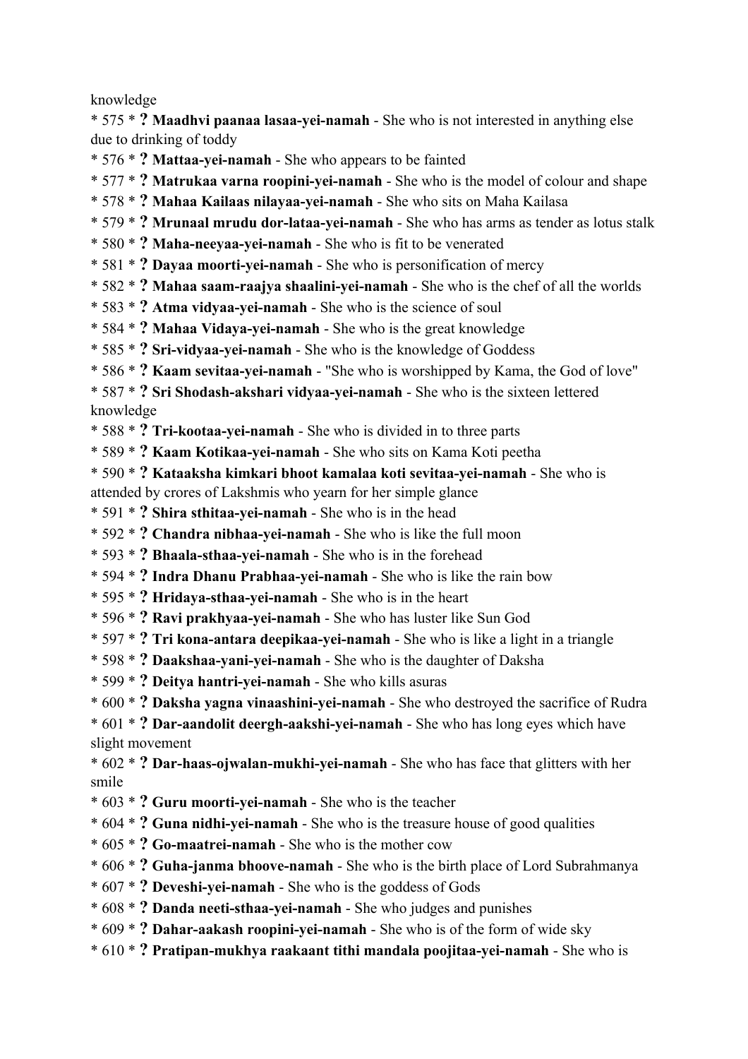knowledge

* 575 * **? Maadhvi paanaa lasaa-yei-namah** - She who is not interested in anything else due to drinking of toddy
* 576 * **? Mattaa-yei-namah** - She who appears to be fainted
* 577 * **? Matrukaa varna roopini-yei-namah** - She who is the model of colour and shape
* 578 * **? Mahaa Kailaas nilayaa-yei-namah** - She who sits on Maha Kailasa
* 579 * **? Mrunaal mrudu dor-lataa-yei-namah** - She who has arms as tender as lotus stalk
* 580 * **? Maha-neeyaa-yei-namah** - She who is fit to be venerated
* 581 * **? Dayaa moorti-yei-namah** - She who is personification of mercy
* 582 * **? Mahaa saam-raajya shaalini-yei-namah** - She who is the chef of all the worlds
* 583 * **? Atma vidyaa-yei-namah** - She who is the science of soul
* 584 * **? Mahaa Vidaya-yei-namah** - She who is the great knowledge
* 585 * **? Sri-vidyaa-yei-namah** - She who is the knowledge of Goddess
* 586 * **? Kaam sevitaa-yei-namah** - "She who is worshipped by Kama, the God of love"
* 587 * **? Sri Shodash-akshari vidyaa-yei-namah** - She who is the sixteen lettered knowledge
* 588 * **? Tri-kootaa-yei-namah** - She who is divided in to three parts
* 589 * **? Kaam Kotikaa-yei-namah** - She who sits on Kama Koti peetha
* 590 * **? Kataaksha kimkari bhoot kamalaa koti sevitaa-yei-namah** - She who is attended by crores of Lakshmis who yearn for her simple glance
* 591 * **? Shira sthitaa-yei-namah** - She who is in the head
* 592 * **? Chandra nibhaa-yei-namah** - She who is like the full moon
* 593 * **? Bhaala-sthaa-yei-namah** - She who is in the forehead
* 594 * **? Indra Dhanu Prabhaa-yei-namah** - She who is like the rain bow
* 595 * **? Hridaya-sthaa-yei-namah** - She who is in the heart
* 596 * **? Ravi prakhyaa-yei-namah** - She who has luster like Sun God
* 597 * **? Tri kona-antara deepikaa-yei-namah** - She who is like a light in a triangle
* 598 * **? Daakshaa-yani-yei-namah** - She who is the daughter of Daksha
* 599 * **? Deitya hantri-yei-namah** - She who kills asuras
* 600 * **? Daksha yagna vinaashini-yei-namah** - She who destroyed the sacrifice of Rudra
* 601 * **? Dar-aandolit deergh-aakshi-yei-namah** - She who has long eyes which have slight movement
* 602 * **? Dar-haas-ojwalan-mukhi-yei-namah** - She who has face that glitters with her smile
* 603 * **? Guru moorti-yei-namah** - She who is the teacher
* 604 * **? Guna nidhi-yei-namah** - She who is the treasure house of good qualities
* 605 * **? Go-maatrei-namah** - She who is the mother cow
* 606 * **? Guha-janma bhoove-namah** - She who is the birth place of Lord Subrahmanya
* 607 * **? Deveshi-yei-namah** - She who is the goddess of Gods
* 608 * **? Danda neeti-sthaa-yei-namah** - She who judges and punishes
* 609 * **? Dahar-aakash roopini-yei-namah** - She who is of the form of wide sky
* 610 * **? Pratipan-mukhya raakaant tithi mandala poojitaa-yei-namah** - She who is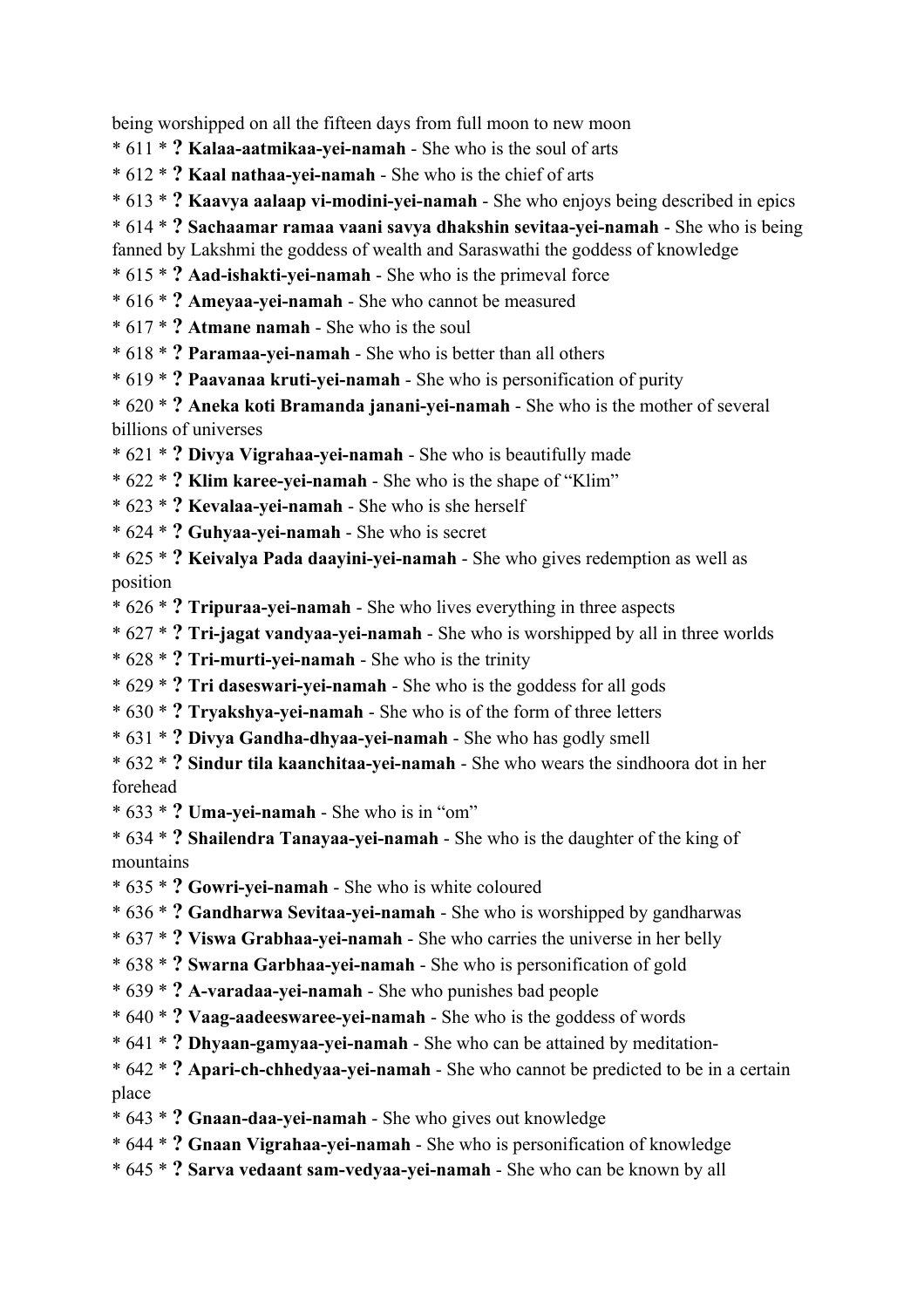being worshipped on all the fifteen days from full moon to new moon

* 611 * **? Kalaa-aatmikaa-yei-namah** - She who is the soul of arts
* 612 * **? Kaal nathaa-yei-namah** - She who is the chief of arts
* 613 * **? Kaavya aalaap vi-modini-yei-namah** - She who enjoys being described in epics
* 614 * **? Sachaamar ramaa vaani savya dhakshin sevitaa-yei-namah** - She who is being fanned by Lakshmi the goddess of wealth and Saraswathi the goddess of knowledge
* 615 * **? Aad-ishakti-yei-namah** - She who is the primeval force
* 616 * **? Ameyaa-yei-namah** - She who cannot be measured
* 617 * **? Atmane namah** - She who is the soul
* 618 * **? Paramaa-yei-namah** - She who is better than all others
* 619 * **? Paavanaa kruti-yei-namah** - She who is personification of purity
* 620 * **? Aneka koti Bramanda janani-yei-namah** - She who is the mother of several billions of universes
* 621 * **? Divya Vigrahaa-yei-namah** - She who is beautifully made
* 622 * **? Klim karee-yei-namah** - She who is the shape of "Klim"
* 623 * **? Kevalaa-yei-namah** - She who is she herself
* 624 * **? Guhyaa-yei-namah** - She who is secret
* 625 * **? Keivalya Pada daayini-yei-namah** - She who gives redemption as well as position
* 626 * **? Tripuraa-yei-namah** - She who lives everything in three aspects
* 627 * **? Tri-jagat vandyaa-yei-namah** - She who is worshipped by all in three worlds
* 628 * **? Tri-murti-yei-namah** - She who is the trinity
* 629 * **? Tri daseswari-yei-namah** - She who is the goddess for all gods
* 630 * **? Tryakshya-yei-namah** - She who is of the form of three letters
* 631 * **? Divya Gandha-dhyaa-yei-namah** - She who has godly smell
* 632 * **? Sindur tila kaanchitaa-yei-namah** - She who wears the sindhoora dot in her forehead
* 633 * **? Uma-yei-namah** - She who is in "om"
* 634 * **? Shailendra Tanayaa-yei-namah** - She who is the daughter of the king of mountains
* 635 * **? Gowri-yei-namah** - She who is white coloured
* 636 * **? Gandharwa Sevitaa-yei-namah** - She who is worshipped by gandharwas
* 637 * **? Viswa Grabhaa-yei-namah** - She who carries the universe in her belly
* 638 * **? Swarna Garbhaa-yei-namah** - She who is personification of gold
* 639 * **? A-varadaa-yei-namah** - She who punishes bad people
* 640 * **? Vaag-aadeeswaree-yei-namah** - She who is the goddess of words
* 641 * **? Dhyaan-gamyaa-yei-namah** - She who can be attained by meditation-
* 642 * **? Apari-ch-chhedyaa-yei-namah** - She who cannot be predicted to be in a certain place
* 643 * **? Gnaan-daa-yei-namah** - She who gives out knowledge
* 644 * **? Gnaan Vigrahaa-yei-namah** - She who is personification of knowledge
* 645 * **? Sarva vedaant sam-vedyaa-yei-namah** - She who can be known by all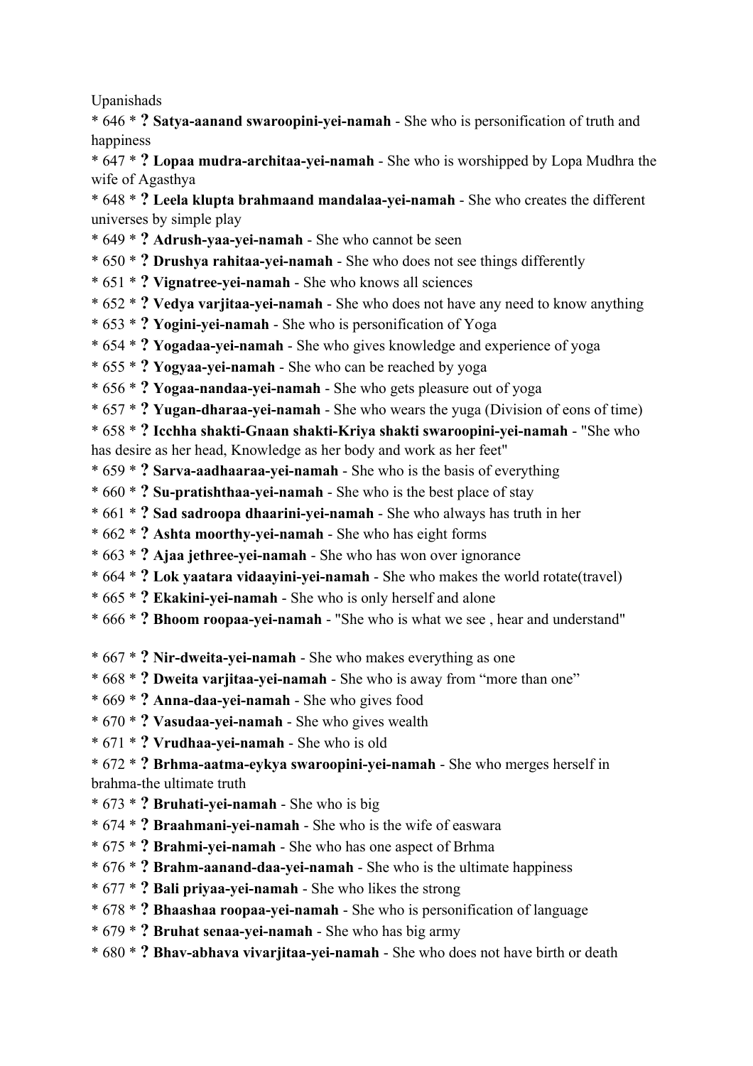Upanishads

* 646 * **? Satya-aanand swaroopini-yei-namah** - She who is personification of truth and happiness
* 647 * **? Lopaa mudra-architaa-yei-namah** - She who is worshipped by Lopa Mudhra the wife of Agasthya
* 648 * **? Leela klupta brahmaand mandalaa-yei-namah** - She who creates the different universes by simple play
* 649 * **? Adrush-yaa-yei-namah** - She who cannot be seen
* 650 * **? Drushya rahitaa-yei-namah** - She who does not see things differently
* 651 * **? Vignatree-yei-namah** - She who knows all sciences
* 652 * **? Vedya varjitaa-yei-namah** - She who does not have any need to know anything
* 653 * **? Yogini-yei-namah** - She who is personification of Yoga
* 654 * **? Yogadaa-yei-namah** - She who gives knowledge and experience of yoga
* 655 * **? Yogyaa-yei-namah** - She who can be reached by yoga
* 656 * **? Yogaa-nandaa-yei-namah** - She who gets pleasure out of yoga
* 657 * **? Yugan-dharaa-yei-namah** - She who wears the yuga (Division of eons of time)
* 658 * **? Icchha shakti-Gnaan shakti-Kriya shakti swaroopini-yei-namah** - "She who has desire as her head, Knowledge as her body and work as her feet"
* 659 * **? Sarva-aadhaaraa-yei-namah** - She who is the basis of everything
* 660 * **? Su-pratishthaa-yei-namah** - She who is the best place of stay
* 661 * **? Sad sadroopa dhaarini-yei-namah** - She who always has truth in her
* 662 * **? Ashta moorthy-yei-namah** - She who has eight forms
* 663 * **? Ajaa jethree-yei-namah** - She who has won over ignorance
* 664 * **? Lok yaatara vidaayini-yei-namah** - She who makes the world rotate(travel)
* 665 * **? Ekakini-yei-namah** - She who is only herself and alone
* 666 * **? Bhoom roopaa-yei-namah** - "She who is what we see , hear and understand"

* 667 * **? Nir-dweita-yei-namah** - She who makes everything as one
* 668 * **? Dweita varjitaa-yei-namah** - She who is away from "more than one"
* 669 * **? Anna-daa-yei-namah** - She who gives food
* 670 * **? Vasudaa-yei-namah** - She who gives wealth
* 671 * **? Vrudhaa-yei-namah** - She who is old
* 672 * **? Brhma-aatma-eykya swaroopini-yei-namah** - She who merges herself in brahma-the ultimate truth
* 673 * **? Bruhati-yei-namah** - She who is big
* 674 * **? Braahmani-yei-namah** - She who is the wife of easwara
* 675 * **? Brahmi-yei-namah** - She who has one aspect of Brhma
* 676 * **? Brahm-aanand-daa-yei-namah** - She who is the ultimate happiness
* 677 * **? Bali priyaa-yei-namah** - She who likes the strong
* 678 * **? Bhaashaa roopaa-yei-namah** - She who is personification of language
* 679 * **? Bruhat senaa-yei-namah** - She who has big army
* 680 * **? Bhav-abhava vivarjitaa-yei-namah** - She who does not have birth or death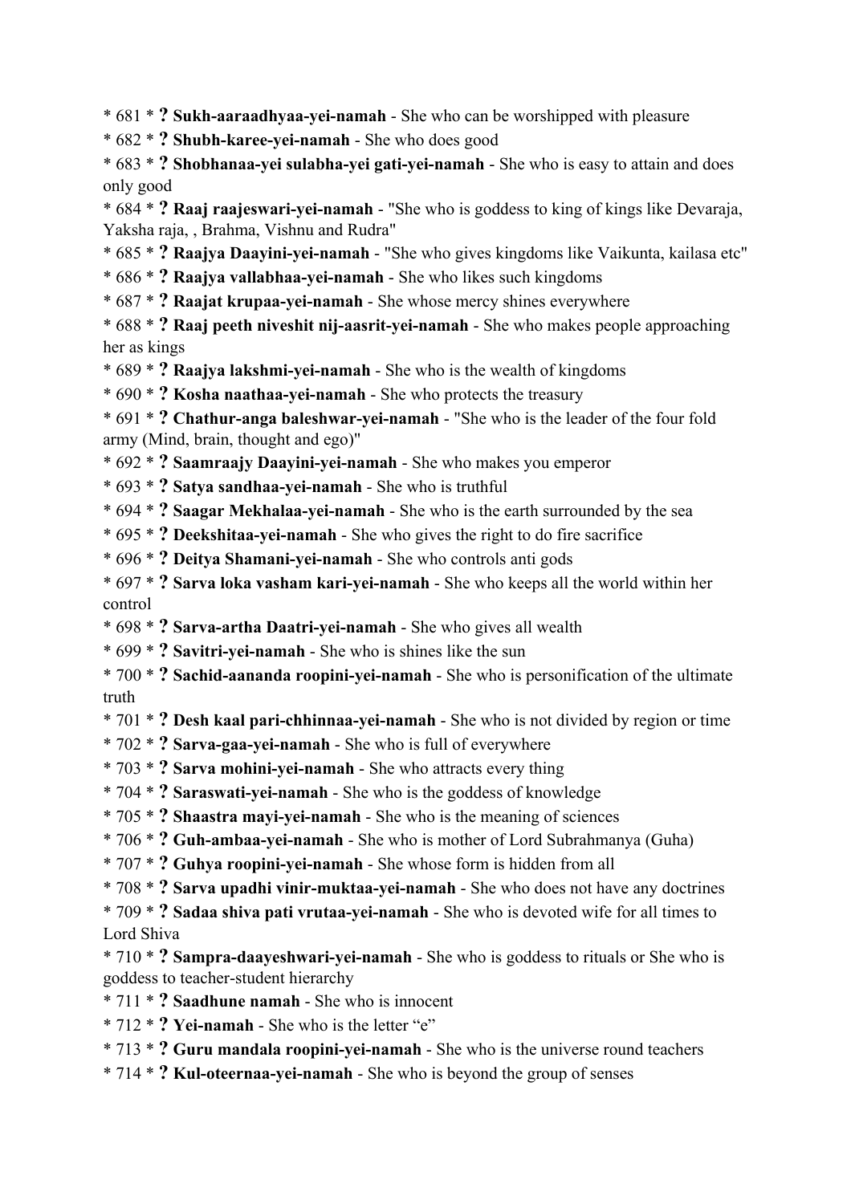* 681 * **? Sukh-aaraadhyaa-yei-namah** - She who can be worshipped with pleasure
* 682 * **? Shubh-karee-yei-namah** - She who does good
* 683 * **? Shobhanaa-yei sulabha-yei gati-yei-namah** - She who is easy to attain and does only good
* 684 * **? Raaj raajeswari-yei-namah** - "She who is goddess to king of kings like Devaraja, Yaksha raja, , Brahma, Vishnu and Rudra"
* 685 * **? Raajya Daayini-yei-namah** - "She who gives kingdoms like Vaikunta, kailasa etc"
* 686 * **? Raajya vallabhaa-yei-namah** - She who likes such kingdoms
* 687 * **? Raajat krupaa-yei-namah** - She whose mercy shines everywhere
* 688 * **? Raaj peeth niveshit nij-aasrit-yei-namah** - She who makes people approaching her as kings
* 689 * **? Raajya lakshmi-yei-namah** - She who is the wealth of kingdoms
* 690 * **? Kosha naathaa-yei-namah** - She who protects the treasury
* 691 * **? Chathur-anga baleshwar-yei-namah** - "She who is the leader of the four fold army (Mind, brain, thought and ego)"
* 692 * **? Saamraajy Daayini-yei-namah** - She who makes you emperor
* 693 * **? Satya sandhaa-yei-namah** - She who is truthful
* 694 * **? Saagar Mekhalaa-yei-namah** - She who is the earth surrounded by the sea
* 695 * **? Deekshitaa-yei-namah** - She who gives the right to do fire sacrifice
* 696 * **? Deitya Shamani-yei-namah** - She who controls anti gods
* 697 * **? Sarva loka vasham kari-yei-namah** - She who keeps all the world within her control
* 698 * **? Sarva-artha Daatri-yei-namah** - She who gives all wealth
* 699 * **? Savitri-yei-namah** - She who is shines like the sun
* 700 * **? Sachid-aananda roopini-yei-namah** - She who is personification of the ultimate truth
* 701 * **? Desh kaal pari-chhinnaa-yei-namah** - She who is not divided by region or time
* 702 * **? Sarva-gaa-yei-namah** - She who is full of everywhere
* 703 * **? Sarva mohini-yei-namah** - She who attracts every thing
* 704 * **? Saraswati-yei-namah** - She who is the goddess of knowledge
* 705 * **? Shaastra mayi-yei-namah** - She who is the meaning of sciences
* 706 * **? Guh-ambaa-yei-namah** - She who is mother of Lord Subrahmanya (Guha)
* 707 * **? Guhya roopini-yei-namah** - She whose form is hidden from all
* 708 * **? Sarva upadhi vinir-muktaa-yei-namah** - She who does not have any doctrines
* 709 * **? Sadaa shiva pati vrutaa-yei-namah** - She who is devoted wife for all times to Lord Shiva
* 710 * **? Sampra-daayeshwari-yei-namah** - She who is goddess to rituals or She who is goddess to teacher-student hierarchy
* 711 * **? Saadhune namah** - She who is innocent
* 712 * **? Yei-namah** - She who is the letter "e"
* 713 * **? Guru mandala roopini-yei-namah** - She who is the universe round teachers
* 714 * **? Kul-oteernaa-yei-namah** - She who is beyond the group of senses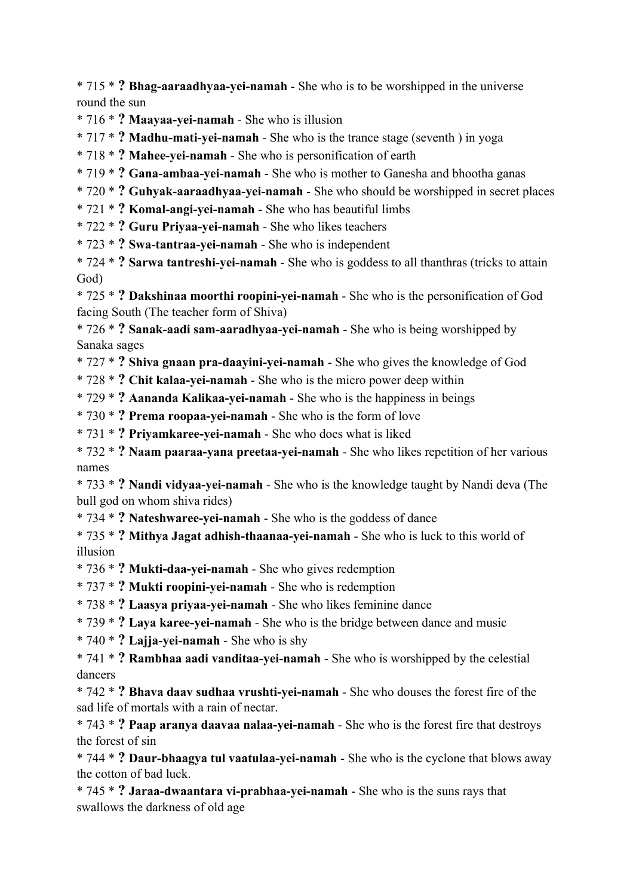* 715 * **? Bhag-aaraadhyaa-yei-namah** - She who is to be worshipped in the universe round the sun

* 716 * **? Maayaa-yei-namah** - She who is illusion

* 717 * **? Madhu-mati-yei-namah** - She who is the trance stage (seventh ) in yoga

* 718 * **? Mahee-yei-namah** - She who is personification of earth

* 719 * **? Gana-ambaa-yei-namah** - She who is mother to Ganesha and bhootha ganas

* 720 * **? Guhyak-aaraadhyaa-yei-namah** - She who should be worshipped in secret places

* 721 * **? Komal-angi-yei-namah** - She who has beautiful limbs

* 722 * **? Guru Priyaa-yei-namah** - She who likes teachers

* 723 * **? Swa-tantraa-yei-namah** - She who is independent

* 724 * **? Sarwa tantreshi-yei-namah** - She who is goddess to all thanthras (tricks to attain God)

* 725 * **? Dakshinaa moorthi roopini-yei-namah** - She who is the personification of God facing South (The teacher form of Shiva)

* 726 * **? Sanak-aadi sam-aaradhyaa-yei-namah** - She who is being worshipped by Sanaka sages

* 727 * **? Shiva gnaan pra-daayini-yei-namah** - She who gives the knowledge of God

* 728 * **? Chit kalaa-yei-namah** - She who is the micro power deep within

* 729 * **? Aananda Kalikaa-yei-namah** - She who is the happiness in beings

* 730 * **? Prema roopaa-yei-namah** - She who is the form of love

* 731 * **? Priyamkaree-yei-namah** - She who does what is liked

* 732 * **? Naam paaraa-yana preetaa-yei-namah** - She who likes repetition of her various names

* 733 * **? Nandi vidyaa-yei-namah** - She who is the knowledge taught by Nandi deva (The bull god on whom shiva rides)

* 734 * **? Nateshwaree-yei-namah** - She who is the goddess of dance

* 735 * **? Mithya Jagat adhish-thaanaa-yei-namah** - She who is luck to this world of illusion

* 736 * **? Mukti-daa-yei-namah** - She who gives redemption

* 737 * **? Mukti roopini-yei-namah** - She who is redemption

* 738 * **? Laasya priyaa-yei-namah** - She who likes feminine dance

* 739 * **? Laya karee-yei-namah** - She who is the bridge between dance and music

* 740 * **? Lajja-yei-namah** - She who is shy

* 741 * **? Rambhaa aadi vanditaa-yei-namah** - She who is worshipped by the celestial dancers

* 742 * **? Bhava daav sudhaa vrushti-yei-namah** - She who douses the forest fire of the sad life of mortals with a rain of nectar.

* 743 * **? Paap aranya daavaa nalaa-yei-namah** - She who is the forest fire that destroys the forest of sin

* 744 * **? Daur-bhaagya tul vaatulaa-yei-namah** - She who is the cyclone that blows away the cotton of bad luck.

* 745 * **? Jaraa-dwaantara vi-prabhaa-yei-namah** - She who is the suns rays that swallows the darkness of old age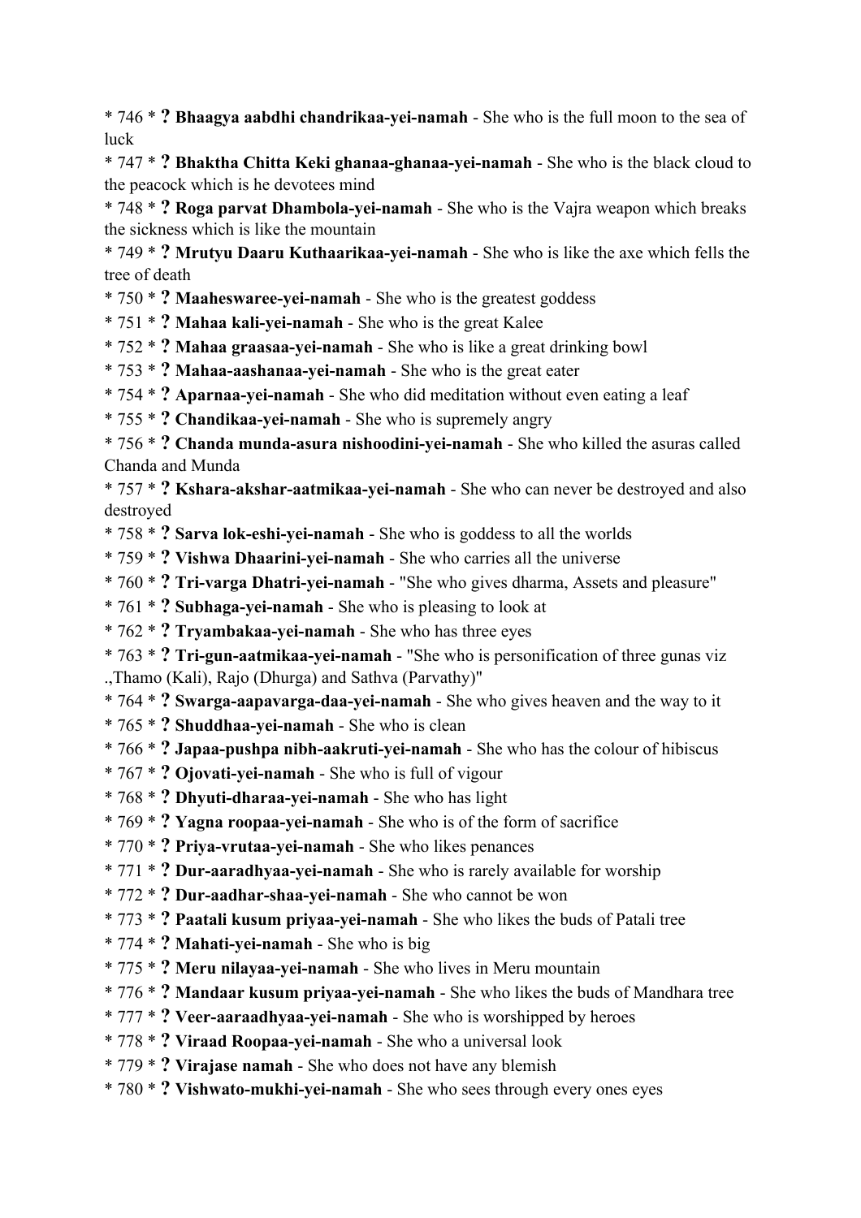* 746 * **? Bhaagya aabdhi chandrikaa-yei-namah** - She who is the full moon to the sea of luck
* 747 * **? Bhaktha Chitta Keki ghanaa-ghanaa-yei-namah** - She who is the black cloud to the peacock which is he devotees mind
* 748 * **? Roga parvat Dhambola-yei-namah** - She who is the Vajra weapon which breaks the sickness which is like the mountain
* 749 * **? Mrutyu Daaru Kuthaarikaa-yei-namah** - She who is like the axe which fells the tree of death
* 750 * **? Maaheswaree-yei-namah** - She who is the greatest goddess
* 751 * **? Mahaa kali-yei-namah** - She who is the great Kalee
* 752 * **? Mahaa graasaa-yei-namah** - She who is like a great drinking bowl
* 753 * **? Mahaa-aashanaa-yei-namah** - She who is the great eater
* 754 * **? Aparnaa-yei-namah** - She who did meditation without even eating a leaf
* 755 * **? Chandikaa-yei-namah** - She who is supremely angry
* 756 * **? Chanda munda-asura nishoodini-yei-namah** - She who killed the asuras called Chanda and Munda
* 757 * **? Kshara-akshar-aatmikaa-yei-namah** - She who can never be destroyed and also destroyed
* 758 * **? Sarva lok-eshi-yei-namah** - She who is goddess to all the worlds
* 759 * **? Vishwa Dhaarini-yei-namah** - She who carries all the universe
* 760 * **? Tri-varga Dhatri-yei-namah** - "She who gives dharma, Assets and pleasure"
* 761 * **? Subhaga-yei-namah** - She who is pleasing to look at
* 762 * **? Tryambakaa-yei-namah** - She who has three eyes
* 763 * **? Tri-gun-aatmikaa-yei-namah** - "She who is personification of three gunas viz .,Thamo (Kali), Rajo (Dhurga) and Sathva (Parvathy)"
* 764 * **? Swarga-aapavarga-daa-yei-namah** - She who gives heaven and the way to it
* 765 * **? Shuddhaa-yei-namah** - She who is clean
* 766 * **? Japaa-pushpa nibh-aakruti-yei-namah** - She who has the colour of hibiscus
* 767 * **? Ojovati-yei-namah** - She who is full of vigour
* 768 * **? Dhyuti-dharaa-yei-namah** - She who has light
* 769 * **? Yagna roopaa-yei-namah** - She who is of the form of sacrifice
* 770 * **? Priya-vrutaa-yei-namah** - She who likes penances
* 771 * **? Dur-aaradhyaa-yei-namah** - She who is rarely available for worship
* 772 * **? Dur-aadhar-shaa-yei-namah** - She who cannot be won
* 773 * **? Paatali kusum priyaa-yei-namah** - She who likes the buds of Patali tree
* 774 * **? Mahati-yei-namah** - She who is big
* 775 * **? Meru nilayaa-yei-namah** - She who lives in Meru mountain
* 776 * **? Mandaar kusum priyaa-yei-namah** - She who likes the buds of Mandhara tree
* 777 * **? Veer-aaraadhyaa-yei-namah** - She who is worshipped by heroes
* 778 * **? Viraad Roopaa-yei-namah** - She who a universal look
* 779 * **? Virajase namah** - She who does not have any blemish
* 780 * **? Vishwato-mukhi-yei-namah** - She who sees through every ones eyes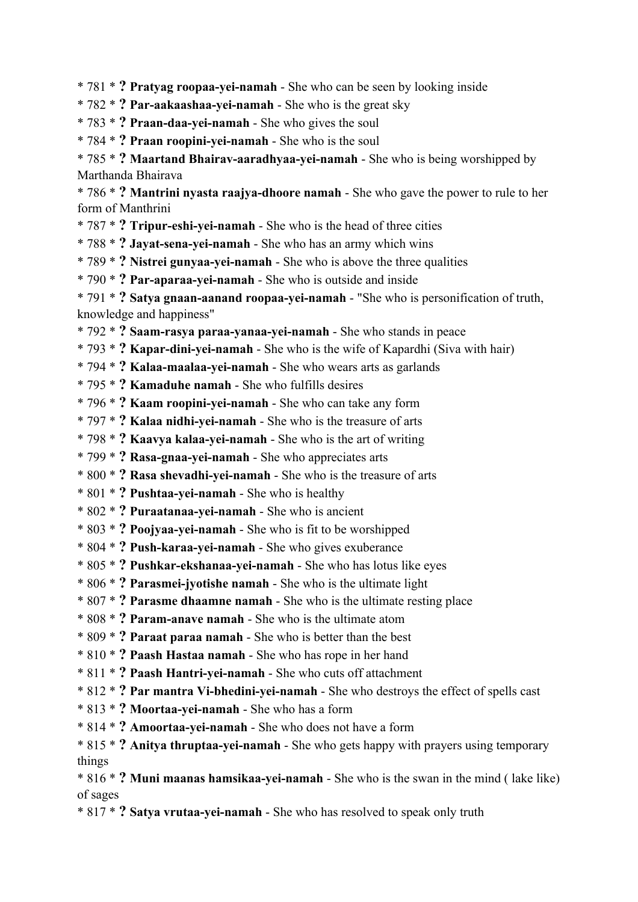* 781 * **? Pratyag roopaa-yei-namah** - She who can be seen by looking inside
* 782 * **? Par-aakaashaa-yei-namah** - She who is the great sky
* 783 * **? Praan-daa-yei-namah** - She who gives the soul
* 784 * **? Praan roopini-yei-namah** - She who is the soul
* 785 * **? Maartand Bhairav-aaradhyaa-yei-namah** - She who is being worshipped by Marthanda Bhairava
* 786 * **? Mantrini nyasta raajya-dhoore namah** - She who gave the power to rule to her form of Manthrini
* 787 * **? Tripur-eshi-yei-namah** - She who is the head of three cities
* 788 * **? Jayat-sena-yei-namah** - She who has an army which wins
* 789 * **? Nistrei gunyaa-yei-namah** - She who is above the three qualities
* 790 * **? Par-aparaa-yei-namah** - She who is outside and inside
* 791 * **? Satya gnaan-aanand roopaa-yei-namah** - "She who is personification of truth, knowledge and happiness"
* 792 * **? Saam-rasya paraa-yanaa-yei-namah** - She who stands in peace
* 793 * **? Kapar-dini-yei-namah** - She who is the wife of Kapardhi (Siva with hair)
* 794 * **? Kalaa-maalaa-yei-namah** - She who wears arts as garlands
* 795 * **? Kamaduhe namah** - She who fulfills desires
* 796 * **? Kaam roopini-yei-namah** - She who can take any form
* 797 * **? Kalaa nidhi-yei-namah** - She who is the treasure of arts
* 798 * **? Kaavya kalaa-yei-namah** - She who is the art of writing
* 799 * **? Rasa-gnaa-yei-namah** - She who appreciates arts
* 800 * **? Rasa shevadhi-yei-namah** - She who is the treasure of arts
* 801 * **? Pushtaa-yei-namah** - She who is healthy
* 802 * **? Puraatanaa-yei-namah** - She who is ancient
* 803 * **? Poojyaa-yei-namah** - She who is fit to be worshipped
* 804 * **? Push-karaa-yei-namah** - She who gives exuberance
* 805 * **? Pushkar-ekshanaa-yei-namah** - She who has lotus like eyes
* 806 * **? Parasmei-jyotishe namah** - She who is the ultimate light
* 807 * **? Parasme dhaamne namah** - She who is the ultimate resting place
* 808 * **? Param-anave namah** - She who is the ultimate atom
* 809 * **? Paraat paraa namah** - She who is better than the best
* 810 * **? Paash Hastaa namah** - She who has rope in her hand
* 811 * **? Paash Hantri-yei-namah** - She who cuts off attachment
* 812 * **? Par mantra Vi-bhedini-yei-namah** - She who destroys the effect of spells cast
* 813 * **? Moortaa-yei-namah** - She who has a form
* 814 * **? Amoortaa-yei-namah** - She who does not have a form
* 815 * **? Anitya thruptaa-yei-namah** - She who gets happy with prayers using temporary things
* 816 * **? Muni maanas hamsikaa-yei-namah** - She who is the swan in the mind ( lake like) of sages
* 817 * **? Satya vrutaa-yei-namah** - She who has resolved to speak only truth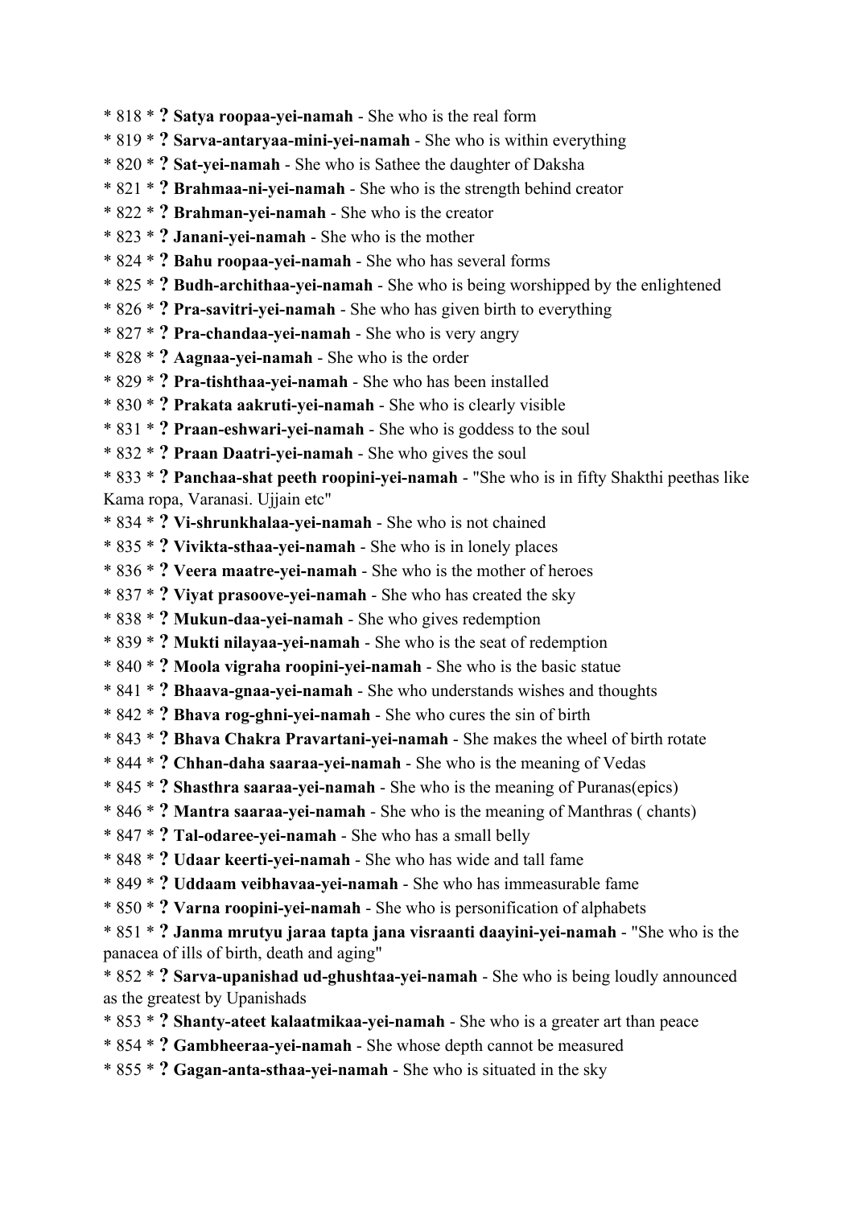* 818 * **? Satya roopaa-yei-namah** - She who is the real form
* 819 * **? Sarva-antaryaa-mini-yei-namah** - She who is within everything
* 820 * **? Sat-yei-namah** - She who is Sathee the daughter of Daksha
* 821 * **? Brahmaa-ni-yei-namah** - She who is the strength behind creator
* 822 * **? Brahman-yei-namah** - She who is the creator
* 823 * **? Janani-yei-namah** - She who is the mother
* 824 * **? Bahu roopaa-yei-namah** - She who has several forms
* 825 * **? Budh-archithaa-yei-namah** - She who is being worshipped by the enlightened
* 826 * **? Pra-savitri-yei-namah** - She who has given birth to everything
* 827 * **? Pra-chandaa-yei-namah** - She who is very angry
* 828 * **? Aagnaa-yei-namah** - She who is the order
* 829 * **? Pra-tishthaa-yei-namah** - She who has been installed
* 830 * **? Prakata aakruti-yei-namah** - She who is clearly visible
* 831 * **? Praan-eshwari-yei-namah** - She who is goddess to the soul
* 832 * **? Praan Daatri-yei-namah** - She who gives the soul
* 833 * **? Panchaa-shat peeth roopini-yei-namah** - "She who is in fifty Shakthi peethas like Kama ropa, Varanasi. Ujjain etc"
* 834 * **? Vi-shrunkhalaa-yei-namah** - She who is not chained
* 835 * **? Vivikta-sthaa-yei-namah** - She who is in lonely places
* 836 * **? Veera maatre-yei-namah** - She who is the mother of heroes
* 837 * **? Viyat prasoove-yei-namah** - She who has created the sky
* 838 * **? Mukun-daa-yei-namah** - She who gives redemption
* 839 * **? Mukti nilayaa-yei-namah** - She who is the seat of redemption
* 840 * **? Moola vigraha roopini-yei-namah** - She who is the basic statue
* 841 * **? Bhaava-gnaa-yei-namah** - She who understands wishes and thoughts
* 842 * **? Bhava rog-ghni-yei-namah** - She who cures the sin of birth
* 843 * **? Bhava Chakra Pravartani-yei-namah** - She makes the wheel of birth rotate
* 844 * **? Chhan-daha saaraa-yei-namah** - She who is the meaning of Vedas
* 845 * **? Shasthra saaraa-yei-namah** - She who is the meaning of Puranas(epics)
* 846 * **? Mantra saaraa-yei-namah** - She who is the meaning of Manthras ( chants)
* 847 * **? Tal-odaree-yei-namah** - She who has a small belly
* 848 * **? Udaar keerti-yei-namah** - She who has wide and tall fame
* 849 * **? Uddaam veibhavaa-yei-namah** - She who has immeasurable fame
* 850 * **? Varna roopini-yei-namah** - She who is personification of alphabets
* 851 * **? Janma mrutyu jaraa tapta jana visraanti daayini-yei-namah** - "She who is the panacea of ills of birth, death and aging"
* 852 * **? Sarva-upanishad ud-ghushtaa-yei-namah** - She who is being loudly announced as the greatest by Upanishads
* 853 * **? Shanty-ateet kalaatmikaa-yei-namah** - She who is a greater art than peace
* 854 * **? Gambheeraa-yei-namah** - She whose depth cannot be measured
* 855 * **? Gagan-anta-sthaa-yei-namah** - She who is situated in the sky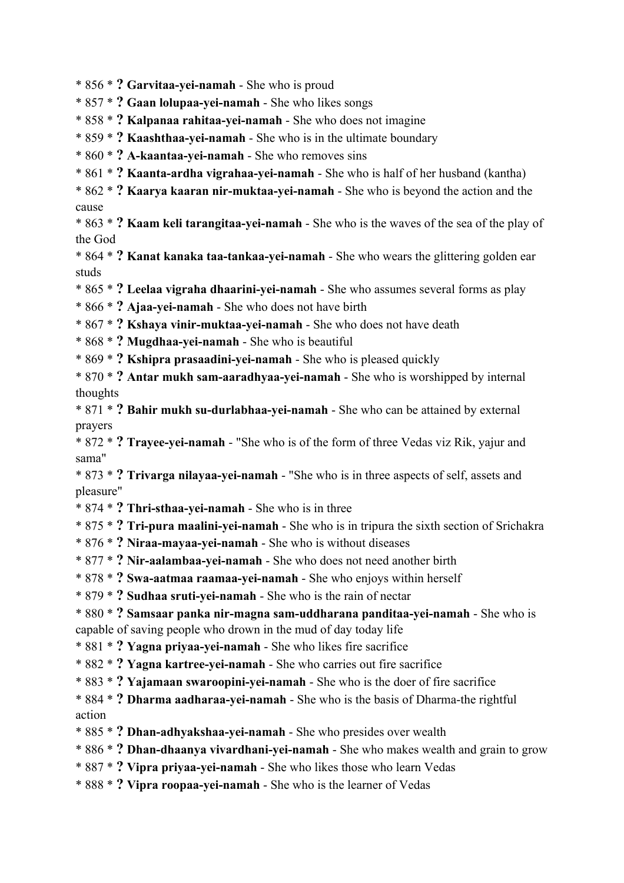* 856 * **? Garvitaa-yei-namah** - She who is proud
* 857 * **? Gaan lolupaa-yei-namah** - She who likes songs
* 858 * **? Kalpanaa rahitaa-yei-namah** - She who does not imagine
* 859 * **? Kaashthaa-yei-namah** - She who is in the ultimate boundary
* 860 * **? A-kaantaa-yei-namah** - She who removes sins
* 861 * **? Kaanta-ardha vigrahaa-yei-namah** - She who is half of her husband (kantha)
* 862 * **? Kaarya kaaran nir-muktaa-yei-namah** - She who is beyond the action and the cause
* 863 * **? Kaam keli tarangitaa-yei-namah** - She who is the waves of the sea of the play of the God
* 864 * **? Kanat kanaka taa-tankaa-yei-namah** - She who wears the glittering golden ear studs
* 865 * **? Leelaa vigraha dhaarini-yei-namah** - She who assumes several forms as play
* 866 * **? Ajaa-yei-namah** - She who does not have birth
* 867 * **? Kshaya vinir-muktaa-yei-namah** - She who does not have death
* 868 * **? Mugdhaa-yei-namah** - She who is beautiful
* 869 * **? Kshipra prasaadini-yei-namah** - She who is pleased quickly
* 870 * **? Antar mukh sam-aaradhyaa-yei-namah** - She who is worshipped by internal thoughts
* 871 * **? Bahir mukh su-durlabhaa-yei-namah** - She who can be attained by external prayers
* 872 * **? Trayee-yei-namah** - "She who is of the form of three Vedas viz Rik, yajur and sama"
* 873 * **? Trivarga nilayaa-yei-namah** - "She who is in three aspects of self, assets and pleasure"
* 874 * **? Thri-sthaa-yei-namah** - She who is in three
* 875 * **? Tri-pura maalini-yei-namah** - She who is in tripura the sixth section of Srichakra
* 876 * **? Niraa-mayaa-yei-namah** - She who is without diseases
* 877 * **? Nir-aalambaa-yei-namah** - She who does not need another birth
* 878 * **? Swa-aatmaa raamaa-yei-namah** - She who enjoys within herself
* 879 * **? Sudhaa sruti-yei-namah** - She who is the rain of nectar
* 880 * **? Samsaar panka nir-magna sam-uddharana panditaa-yei-namah** - She who is capable of saving people who drown in the mud of day today life
* 881 * **? Yagna priyaa-yei-namah** - She who likes fire sacrifice
* 882 * **? Yagna kartree-yei-namah** - She who carries out fire sacrifice
* 883 * **? Yajamaan swaroopini-yei-namah** - She who is the doer of fire sacrifice
* 884 * **? Dharma aadharaa-yei-namah** - She who is the basis of Dharma-the rightful action
* 885 * **? Dhan-adhyakshaa-yei-namah** - She who presides over wealth
* 886 * **? Dhan-dhaanya vivardhani-yei-namah** - She who makes wealth and grain to grow
* 887 * **? Vipra priyaa-yei-namah** - She who likes those who learn Vedas
* 888 * **? Vipra roopaa-yei-namah** - She who is the learner of Vedas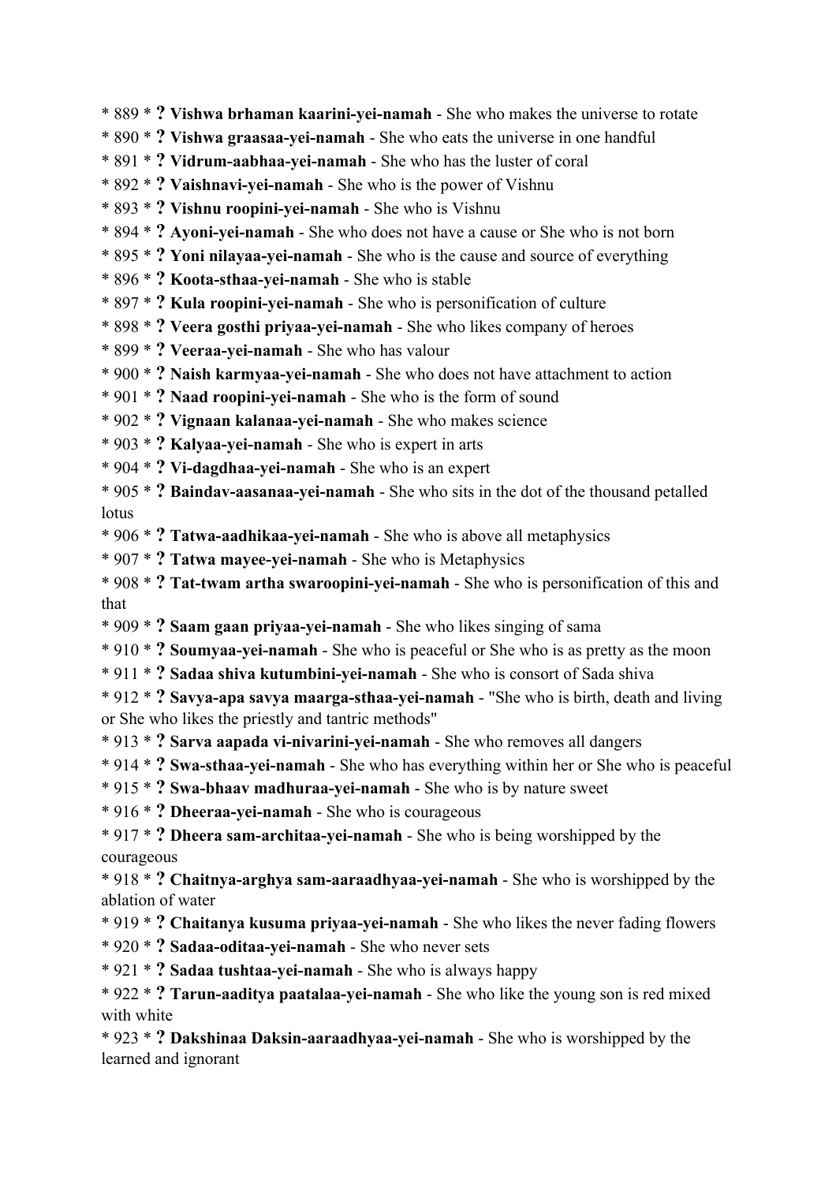* 889 * **? Vishwa brhaman kaarini-yei-namah** - She who makes the universe to rotate
* 890 * **? Vishwa graasaa-yei-namah** - She who eats the universe in one handful
* 891 * **? Vidrum-aabhaa-yei-namah** - She who has the luster of coral
* 892 * **? Vaishnavi-yei-namah** - She who is the power of Vishnu
* 893 * **? Vishnu roopini-yei-namah** - She who is Vishnu
* 894 * **? Ayoni-yei-namah** - She who does not have a cause or She who is not born
* 895 * **? Yoni nilayaa-yei-namah** - She who is the cause and source of everything
* 896 * **? Koota-sthaa-yei-namah** - She who is stable
* 897 * **? Kula roopini-yei-namah** - She who is personification of culture
* 898 * **? Veera gosthi priyaa-yei-namah** - She who likes company of heroes
* 899 * **? Veeraa-yei-namah** - She who has valour
* 900 * **? Naish karmyaa-yei-namah** - She who does not have attachment to action
* 901 * **? Naad roopini-yei-namah** - She who is the form of sound
* 902 * **? Vignaan kalanaa-yei-namah** - She who makes science
* 903 * **? Kalyaa-yei-namah** - She who is expert in arts
* 904 * **? Vi-dagdhaa-yei-namah** - She who is an expert
* 905 * **? Baindav-aasanaa-yei-namah** - She who sits in the dot of the thousand petalled lotus
* 906 * **? Tatwa-aadhikaa-yei-namah** - She who is above all metaphysics
* 907 * **? Tatwa mayee-yei-namah** - She who is Metaphysics
* 908 * **? Tat-twam artha swaroopini-yei-namah** - She who is personification of this and that
* 909 * **? Saam gaan priyaa-yei-namah** - She who likes singing of sama
* 910 * **? Soumyaa-yei-namah** - She who is peaceful or She who is as pretty as the moon
* 911 * **? Sadaa shiva kutumbini-yei-namah** - She who is consort of Sada shiva
* 912 * **? Savya-apa savya maarga-sthaa-yei-namah** - "She who is birth, death and living or She who likes the priestly and tantric methods"
* 913 * **? Sarva aapada vi-nivarini-yei-namah** - She who removes all dangers
* 914 * **? Swa-sthaa-yei-namah** - She who has everything within her or She who is peaceful
* 915 * **? Swa-bhaav madhuraa-yei-namah** - She who is by nature sweet
* 916 * **? Dheeraa-yei-namah** - She who is courageous
* 917 * **? Dheera sam-architaa-yei-namah** - She who is being worshipped by the courageous
* 918 * **? Chaitnya-arghya sam-aaraadhyaa-yei-namah** - She who is worshipped by the ablation of water
* 919 * **? Chaitanya kusuma priyaa-yei-namah** - She who likes the never fading flowers
* 920 * **? Sadaa-oditaa-yei-namah** - She who never sets
* 921 * **? Sadaa tushtaa-yei-namah** - She who is always happy
* 922 * **? Tarun-aaditya paatalaa-yei-namah** - She who like the young son is red mixed with white
* 923 * **? Dakshinaa Daksin-aaraadhyaa-yei-namah** - She who is worshipped by the learned and ignorant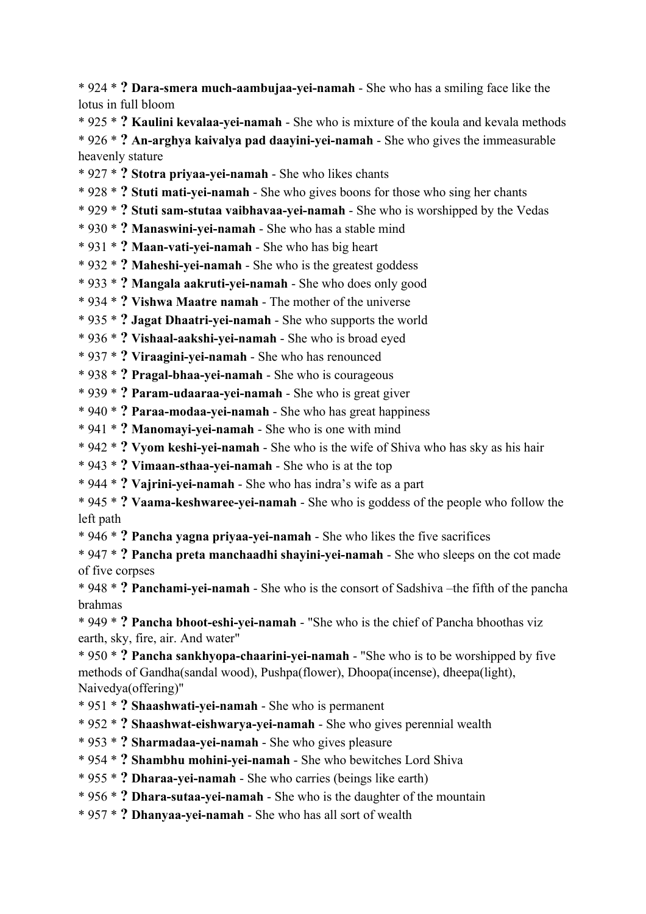* 924 * **? Dara-smera much-aambujaa-yei-namah** - She who has a smiling face like the lotus in full bloom
* 925 * **? Kaulini kevalaa-yei-namah** - She who is mixture of the koula and kevala methods
* 926 * **? An-arghya kaivalya pad daayini-yei-namah** - She who gives the immeasurable heavenly stature
* 927 * **? Stotra priyaa-yei-namah** - She who likes chants
* 928 * **? Stuti mati-yei-namah** - She who gives boons for those who sing her chants
* 929 * **? Stuti sam-stutaa vaibhavaa-yei-namah** - She who is worshipped by the Vedas
* 930 * **? Manaswini-yei-namah** - She who has a stable mind
* 931 * **? Maan-vati-yei-namah** - She who has big heart
* 932 * **? Maheshi-yei-namah** - She who is the greatest goddess
* 933 * **? Mangala aakruti-yei-namah** - She who does only good
* 934 * **? Vishwa Maatre namah** - The mother of the universe
* 935 * **? Jagat Dhaatri-yei-namah** - She who supports the world
* 936 * **? Vishaal-aakshi-yei-namah** - She who is broad eyed
* 937 * **? Viraagini-yei-namah** - She who has renounced
* 938 * **? Pragal-bhaa-yei-namah** - She who is courageous
* 939 * **? Param-udaaraa-yei-namah** - She who is great giver
* 940 * **? Paraa-modaa-yei-namah** - She who has great happiness
* 941 * **? Manomayi-yei-namah** - She who is one with mind
* 942 * **? Vyom keshi-yei-namah** - She who is the wife of Shiva who has sky as his hair
* 943 * **? Vimaan-sthaa-yei-namah** - She who is at the top
* 944 * **? Vajrini-yei-namah** - She who has indra's wife as a part
* 945 * **? Vaama-keshwaree-yei-namah** - She who is goddess of the people who follow the left path
* 946 * **? Pancha yagna priyaa-yei-namah** - She who likes the five sacrifices
* 947 * **? Pancha preta manchaadhi shayini-yei-namah** - She who sleeps on the cot made of five corpses
* 948 * **? Panchami-yei-namah** - She who is the consort of Sadshiva –the fifth of the pancha brahmas
* 949 * **? Pancha bhoot-eshi-yei-namah** - "She who is the chief of Pancha bhoothas viz earth, sky, fire, air. And water"
* 950 * **? Pancha sankhyopa-chaarini-yei-namah** - "She who is to be worshipped by five methods of Gandha(sandal wood), Pushpa(flower), Dhoopa(incense), dheepa(light), Naivedya(offering)"
* 951 * **? Shaashwati-yei-namah** - She who is permanent
* 952 * **? Shaashwat-eishwarya-yei-namah** - She who gives perennial wealth
* 953 * **? Sharmadaa-yei-namah** - She who gives pleasure
* 954 * **? Shambhu mohini-yei-namah** - She who bewitches Lord Shiva
* 955 * **? Dharaa-yei-namah** - She who carries (beings like earth)
* 956 * **? Dhara-sutaa-yei-namah** - She who is the daughter of the mountain
* 957 * **? Dhanyaa-yei-namah** - She who has all sort of wealth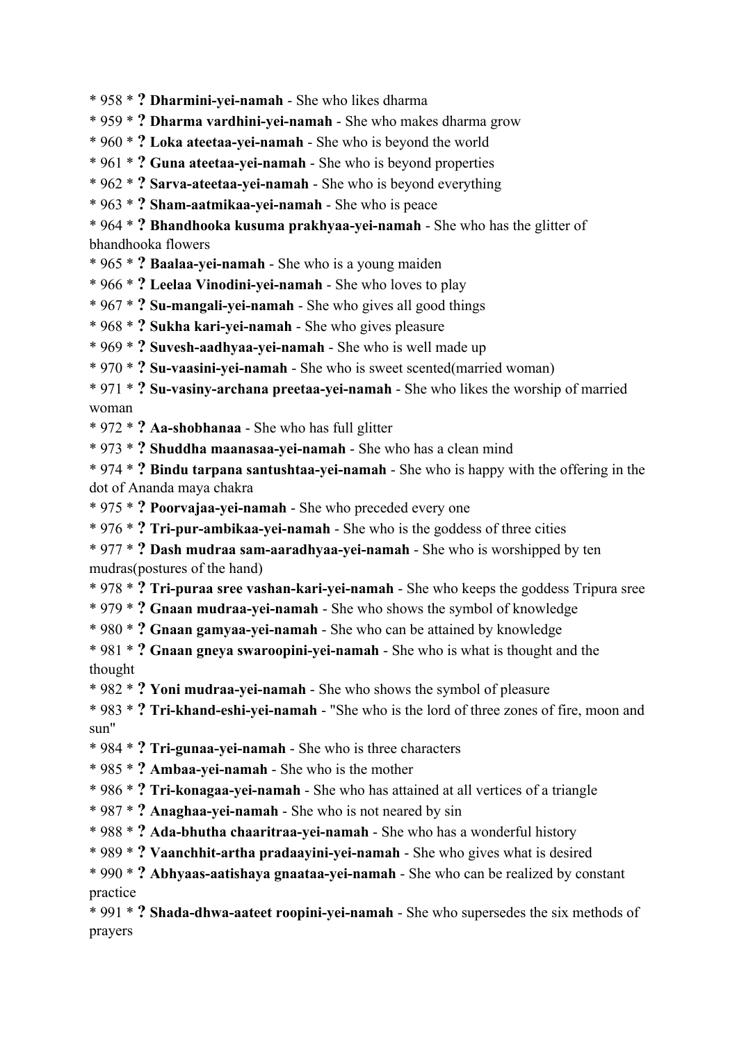* 958 * **? Dharmini-yei-namah** - She who likes dharma
* 959 * **? Dharma vardhini-yei-namah** - She who makes dharma grow
* 960 * **? Loka ateetaa-yei-namah** - She who is beyond the world
* 961 * **? Guna ateetaa-yei-namah** - She who is beyond properties
* 962 * **? Sarva-ateetaa-yei-namah** - She who is beyond everything
* 963 * **? Sham-aatmikaa-yei-namah** - She who is peace
* 964 * **? Bhandhooka kusuma prakhyaa-yei-namah** - She who has the glitter of bhandhooka flowers
* 965 * **? Baalaa-yei-namah** - She who is a young maiden
* 966 * **? Leelaa Vinodini-yei-namah** - She who loves to play
* 967 * **? Su-mangali-yei-namah** - She who gives all good things
* 968 * **? Sukha kari-yei-namah** - She who gives pleasure
* 969 * **? Suvesh-aadhyaa-yei-namah** - She who is well made up
* 970 * **? Su-vaasini-yei-namah** - She who is sweet scented(married woman)
* 971 * **? Su-vasiny-archana preetaa-yei-namah** - She who likes the worship of married woman
* 972 * **? Aa-shobhanaa** - She who has full glitter
* 973 * **? Shuddha maanasaa-yei-namah** - She who has a clean mind
* 974 * **? Bindu tarpana santushtaa-yei-namah** - She who is happy with the offering in the dot of Ananda maya chakra
* 975 * **? Poorvajaa-yei-namah** - She who preceded every one
* 976 * **? Tri-pur-ambikaa-yei-namah** - She who is the goddess of three cities
* 977 * **? Dash mudraa sam-aaradhyaa-yei-namah** - She who is worshipped by ten mudras(postures of the hand)
* 978 * **? Tri-puraa sree vashan-kari-yei-namah** - She who keeps the goddess Tripura sree
* 979 * **? Gnaan mudraa-yei-namah** - She who shows the symbol of knowledge
* 980 * **? Gnaan gamyaa-yei-namah** - She who can be attained by knowledge
* 981 * **? Gnaan gneya swaroopini-yei-namah** - She who is what is thought and the thought
* 982 * **? Yoni mudraa-yei-namah** - She who shows the symbol of pleasure
* 983 * **? Tri-khand-eshi-yei-namah** - "She who is the lord of three zones of fire, moon and sun"
* 984 * **? Tri-gunaa-yei-namah** - She who is three characters
* 985 * **? Ambaa-yei-namah** - She who is the mother
* 986 * **? Tri-konagaa-yei-namah** - She who has attained at all vertices of a triangle
* 987 * **? Anaghaa-yei-namah** - She who is not neared by sin
* 988 * **? Ada-bhutha chaaritraa-yei-namah** - She who has a wonderful history
* 989 * **? Vaanchhit-artha pradaayini-yei-namah** - She who gives what is desired
* 990 * **? Abhyaas-aatishaya gnaataa-yei-namah** - She who can be realized by constant practice
* 991 * **? Shada-dhwa-aateet roopini-yei-namah** - She who supersedes the six methods of prayers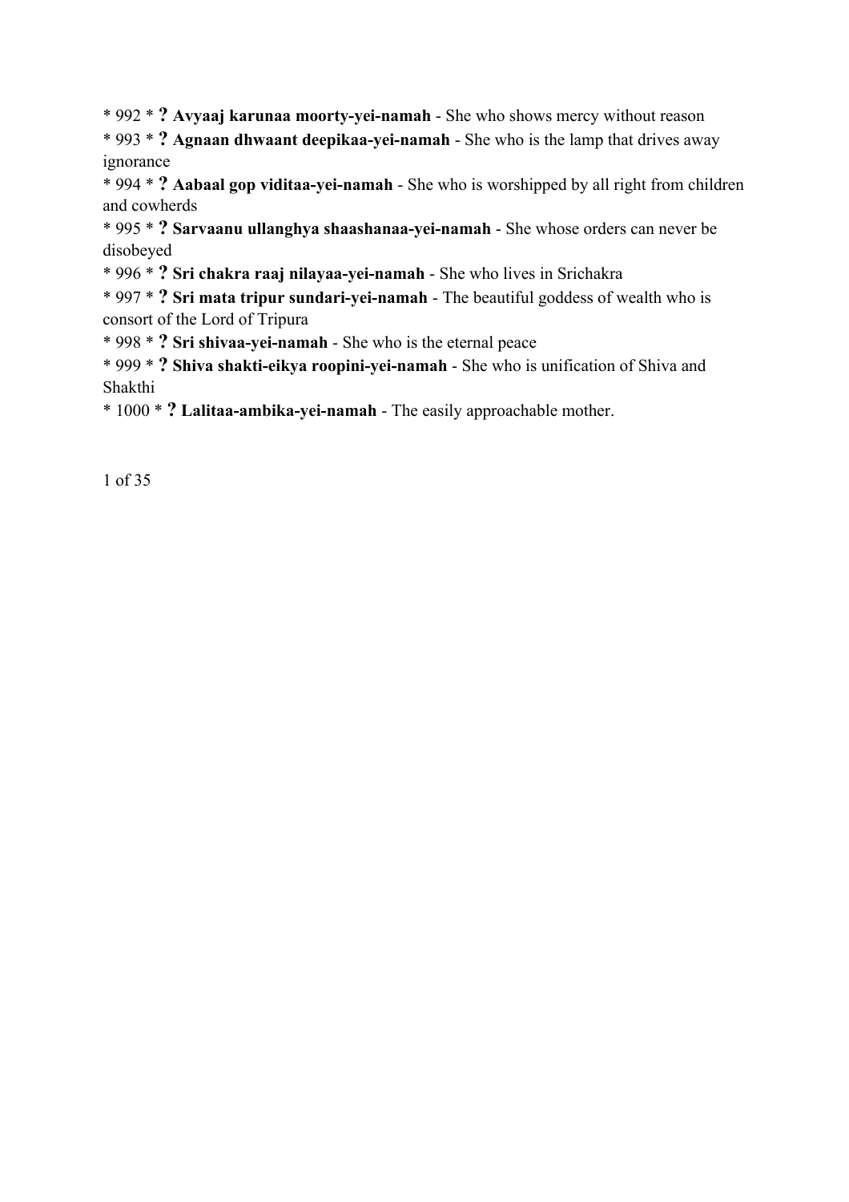* 992 * **?** **Avyaaj karunaa moorty-yei-namah** - She who shows mercy without reason

* 993 * **?** **Agnaan dhwaant deepikaa-yei-namah** - She who is the lamp that drives away ignorance

* 994 * **?** **Aabaal gop viditaa-yei-namah** - She who is worshipped by all right from children and cowherds

* 995 * **?** **Sarvaanu ullanghya shaashanaa-yei-namah** - She whose orders can never be disobeyed

* 996 * **?** **Sri chakra raaj nilayaa-yei-namah** - She who lives in Srichakra

* 997 * **?** **Sri mata tripur sundari-yei-namah** - The beautiful goddess of wealth who is consort of the Lord of Tripura

* 998 * **?** **Sri shivaa-yei-namah** - She who is the eternal peace

* 999 * **?** **Shiva shakti-eikya roopini-yei-namah** - She who is unification of Shiva and Shakthi

* 1000 * **?** **Lalitaa-ambika-yei-namah** - The easily approachable mother.